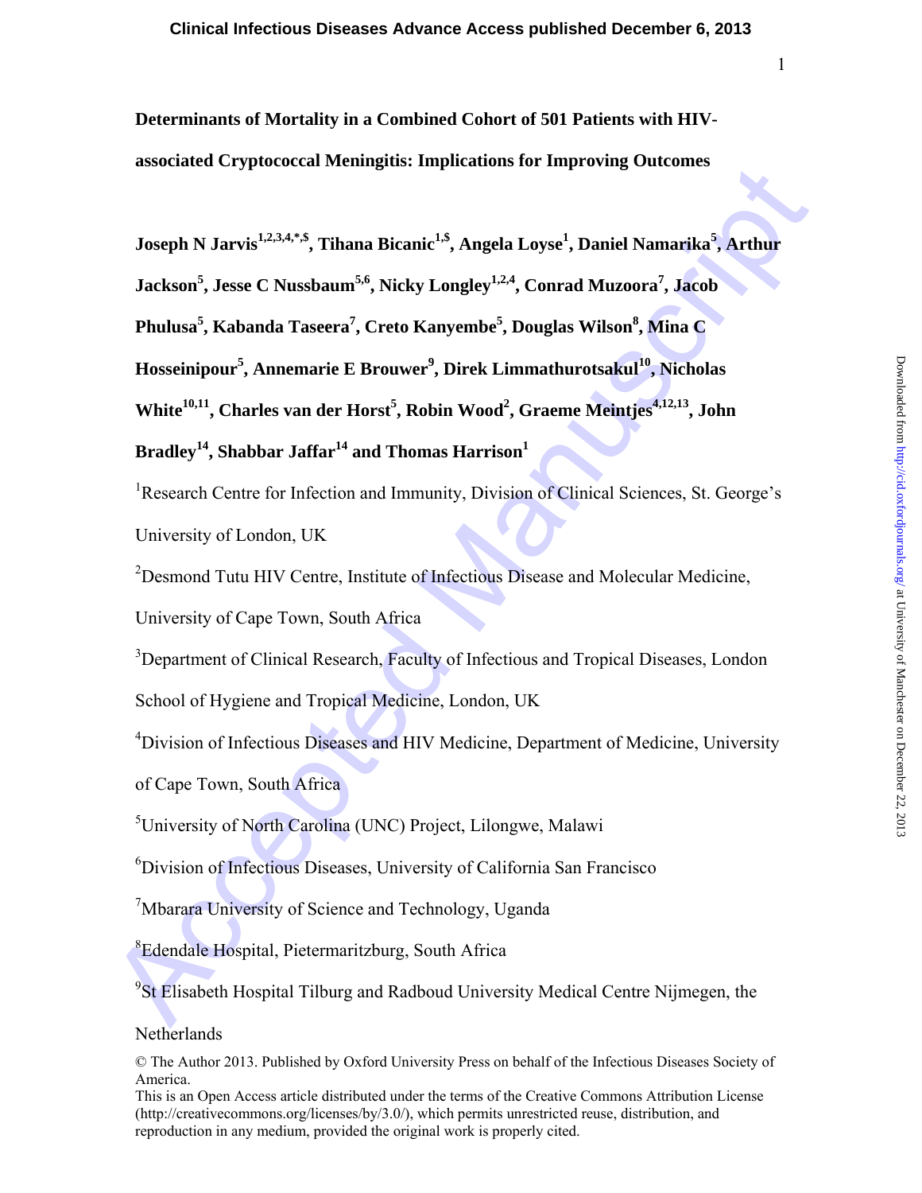# Determinants of Mortality in a Combined Cohort of 501 Patients with HIV-associated Cryptococcal Meningitis: Implications for Improving Outcomes

**Joseph N Jarvis[1,2,3,4,*,$], Tihana Bicanic[1,$], Angela Loyse[1], Daniel Namarika[5], Arthur Jackson[5], Jesse C Nussbaum[5,6], Nicky Longley[1,2,4], Conrad Muzoora[7], Jacob Phulusa[5], Kabanda Taseera[7], Creto Kanyembe[5], Douglas Wilson[8], Mina C Hosseinipour[5], Annemarie E Brouwer[9], Direk Limmathurotsakul[10], Nicholas White[10,11], Charles van der Horst[5], Robin Wood[2], Graeme Meintjes[4,12,13], John Bradley[14], Shabbar Jaffar[14] and Thomas Harrison[1]**

[1]Research Centre for Infection and Immunity, Division of Clinical Sciences, St. George's University of London, UK

[2]Desmond Tutu HIV Centre, Institute of Infectious Disease and Molecular Medicine, University of Cape Town, South Africa

[3]Department of Clinical Research, Faculty of Infectious and Tropical Diseases, London School of Hygiene and Tropical Medicine, London, UK

[4]Division of Infectious Diseases and HIV Medicine, Department of Medicine, University of Cape Town, South Africa

[5]University of North Carolina (UNC) Project, Lilongwe, Malawi

[6]Division of Infectious Diseases, University of California San Francisco

[7]Mbarara University of Science and Technology, Uganda

[8]Edendale Hospital, Pietermaritzburg, South Africa

[9]St Elisabeth Hospital Tilburg and Radboud University Medical Centre Nijmegen, the Netherlands

© The Author 2013. Published by Oxford University Press on behalf of the Infectious Diseases Society of America.
This is an Open Access article distributed under the terms of the Creative Commons Attribution License (http://creativecommons.org/licenses/by/3.0/), which permits unrestricted reuse, distribution, and reproduction in any medium, provided the original work is properly cited.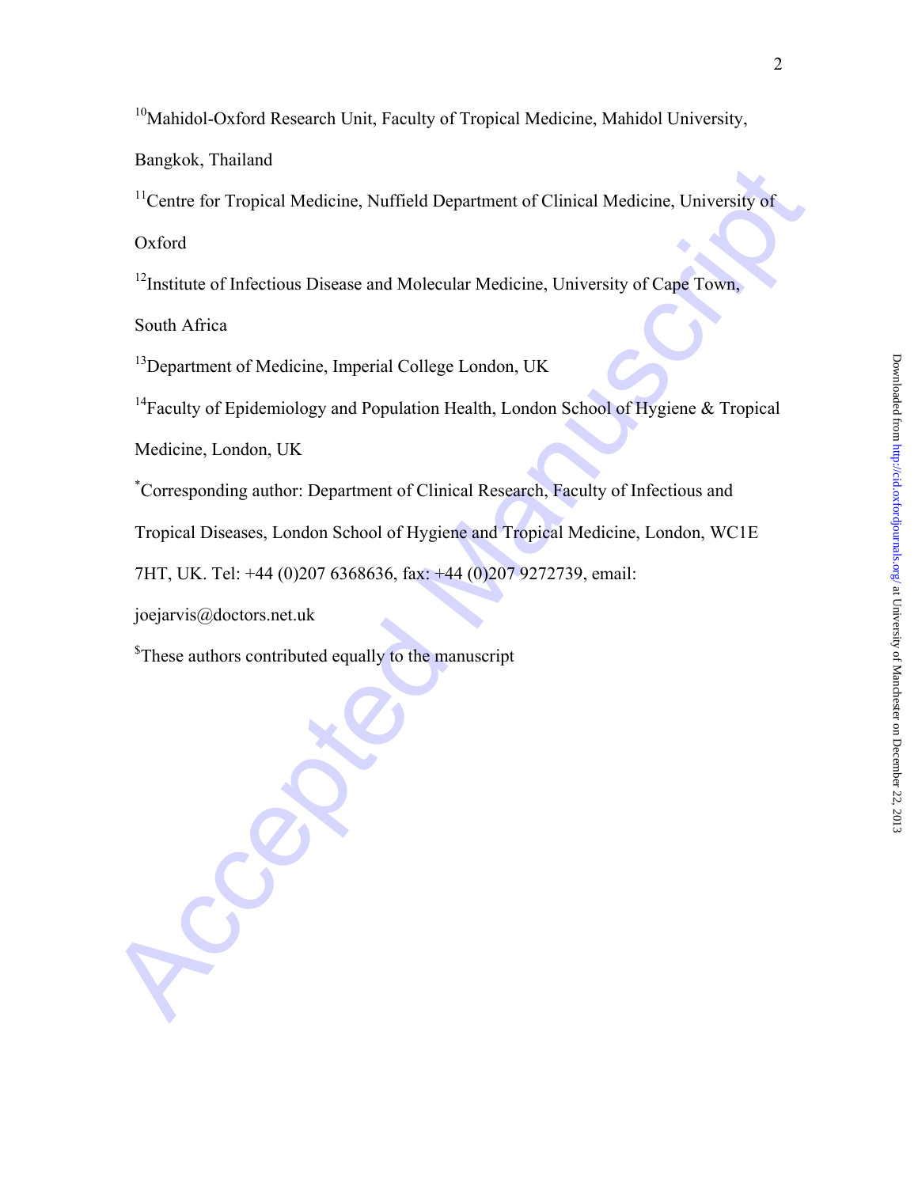[10]Mahidol-Oxford Research Unit, Faculty of Tropical Medicine, Mahidol University, Bangkok, Thailand

[11]Centre for Tropical Medicine, Nuffield Department of Clinical Medicine, University of Oxford

[12]Institute of Infectious Disease and Molecular Medicine, University of Cape Town, South Africa

[13]Department of Medicine, Imperial College London, UK

[14]Faculty of Epidemiology and Population Health, London School of Hygiene & Tropical Medicine, London, UK

[*]Corresponding author: Department of Clinical Research, Faculty of Infectious and Tropical Diseases, London School of Hygiene and Tropical Medicine, London, WC1E 7HT, UK. Tel: +44 (0)207 6368636, fax: +44 (0)207 9272739, email: joejarvis@doctors.net.uk

[$]These authors contributed equally to the manuscript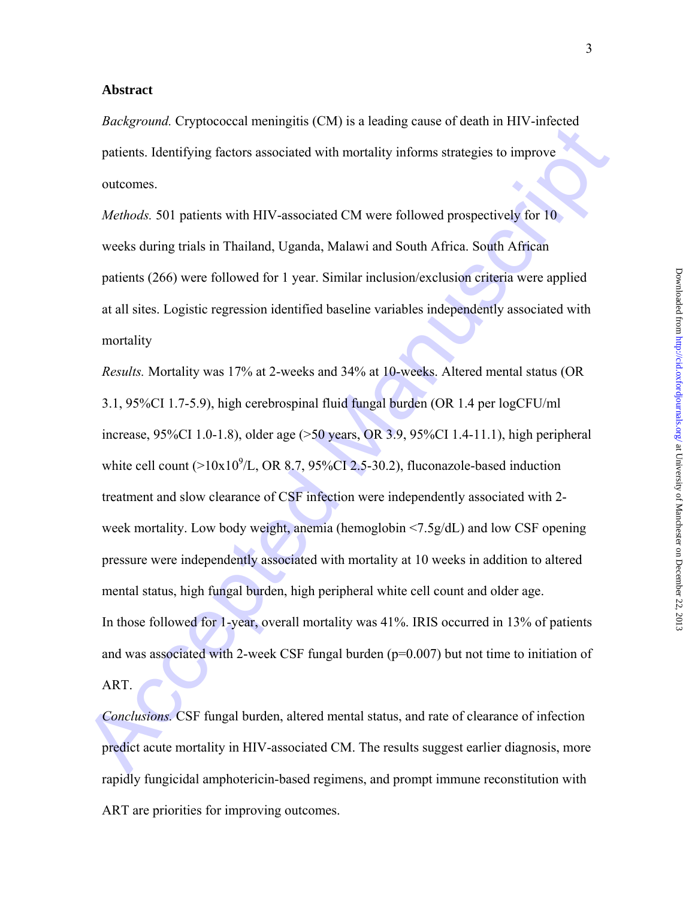## Abstract

*Background.* Cryptococcal meningitis (CM) is a leading cause of death in HIV-infected patients. Identifying factors associated with mortality informs strategies to improve outcomes.

*Methods.* 501 patients with HIV-associated CM were followed prospectively for 10 weeks during trials in Thailand, Uganda, Malawi and South Africa. South African patients (266) were followed for 1 year. Similar inclusion/exclusion criteria were applied at all sites. Logistic regression identified baseline variables independently associated with mortality

*Results.* Mortality was 17% at 2-weeks and 34% at 10-weeks. Altered mental status (OR 3.1, 95%CI 1.7-5.9), high cerebrospinal fluid fungal burden (OR 1.4 per logCFU/ml increase, 95%CI 1.0-1.8), older age (>50 years, OR 3.9, 95%CI 1.4-11.1), high peripheral white cell count (>10x$10^9$/L, OR 8.7, 95%CI 2.5-30.2), fluconazole-based induction treatment and slow clearance of CSF infection were independently associated with 2-week mortality. Low body weight, anemia (hemoglobin <7.5g/dL) and low CSF opening pressure were independently associated with mortality at 10 weeks in addition to altered mental status, high fungal burden, high peripheral white cell count and older age. In those followed for 1-year, overall mortality was 41%. IRIS occurred in 13% of patients and was associated with 2-week CSF fungal burden (p=0.007) but not time to initiation of ART.

*Conclusions.* CSF fungal burden, altered mental status, and rate of clearance of infection predict acute mortality in HIV-associated CM. The results suggest earlier diagnosis, more rapidly fungicidal amphotericin-based regimens, and prompt immune reconstitution with ART are priorities for improving outcomes.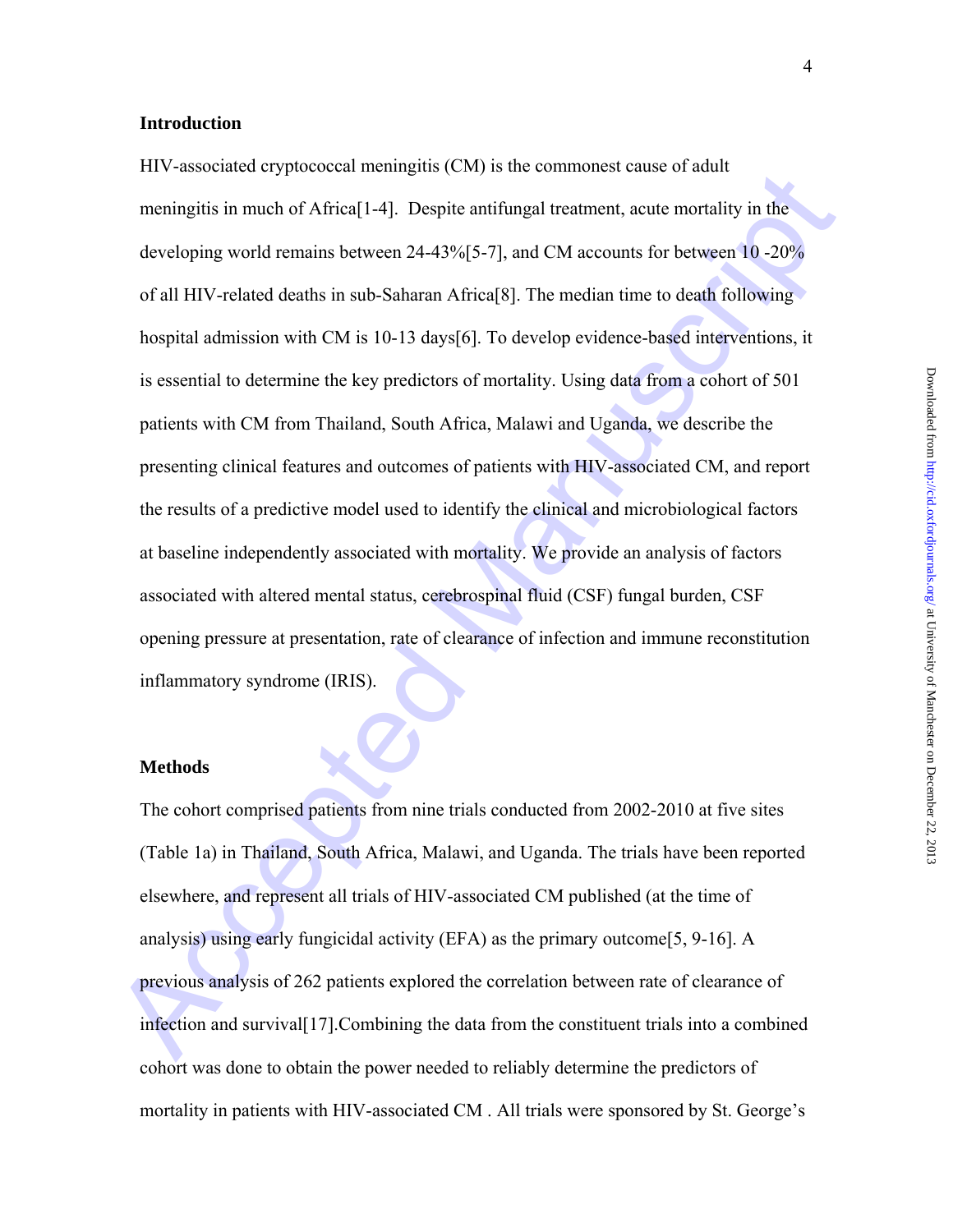## Introduction

HIV-associated cryptococcal meningitis (CM) is the commonest cause of adult meningitis in much of Africa[1-4]. Despite antifungal treatment, acute mortality in the developing world remains between 24-43%[5-7], and CM accounts for between 10 -20% of all HIV-related deaths in sub-Saharan Africa[8]. The median time to death following hospital admission with CM is 10-13 days[6]. To develop evidence-based interventions, it is essential to determine the key predictors of mortality. Using data from a cohort of 501 patients with CM from Thailand, South Africa, Malawi and Uganda, we describe the presenting clinical features and outcomes of patients with HIV-associated CM, and report the results of a predictive model used to identify the clinical and microbiological factors at baseline independently associated with mortality. We provide an analysis of factors associated with altered mental status, cerebrospinal fluid (CSF) fungal burden, CSF opening pressure at presentation, rate of clearance of infection and immune reconstitution inflammatory syndrome (IRIS).

## Methods

The cohort comprised patients from nine trials conducted from 2002-2010 at five sites (Table 1a) in Thailand, South Africa, Malawi, and Uganda. The trials have been reported elsewhere, and represent all trials of HIV-associated CM published (at the time of analysis) using early fungicidal activity (EFA) as the primary outcome[5, 9-16]. A previous analysis of 262 patients explored the correlation between rate of clearance of infection and survival[17].Combining the data from the constituent trials into a combined cohort was done to obtain the power needed to reliably determine the predictors of mortality in patients with HIV-associated CM . All trials were sponsored by St. George's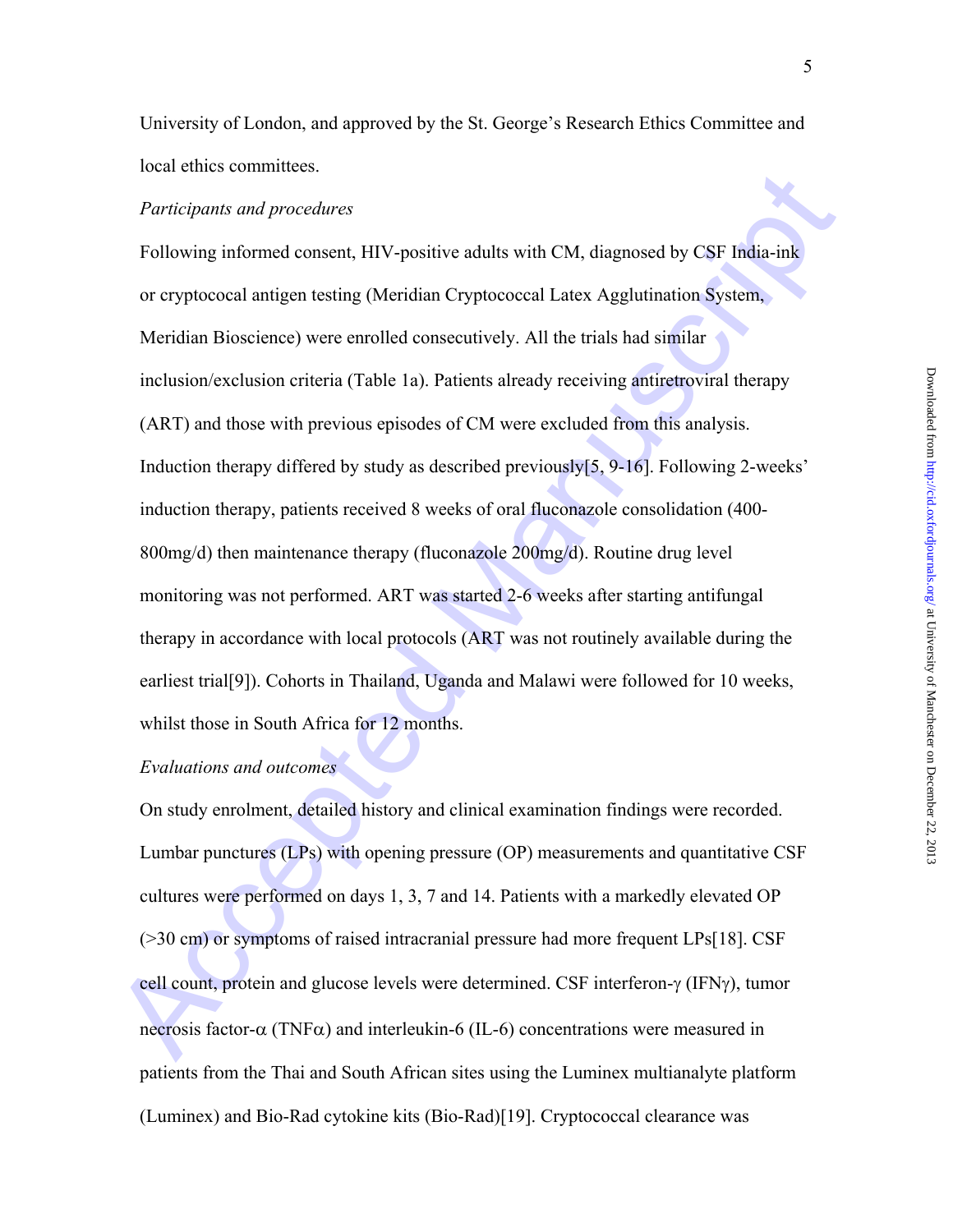University of London, and approved by the St. George's Research Ethics Committee and local ethics committees.

*Participants and procedures*

Following informed consent, HIV-positive adults with CM, diagnosed by CSF India-ink or cryptococal antigen testing (Meridian Cryptococcal Latex Agglutination System, Meridian Bioscience) were enrolled consecutively. All the trials had similar inclusion/exclusion criteria (Table 1a). Patients already receiving antiretroviral therapy (ART) and those with previous episodes of CM were excluded from this analysis. Induction therapy differed by study as described previously[5, 9-16]. Following 2-weeks' induction therapy, patients received 8 weeks of oral fluconazole consolidation (400-800mg/d) then maintenance therapy (fluconazole 200mg/d). Routine drug level monitoring was not performed. ART was started 2-6 weeks after starting antifungal therapy in accordance with local protocols (ART was not routinely available during the earliest trial[9]). Cohorts in Thailand, Uganda and Malawi were followed for 10 weeks, whilst those in South Africa for 12 months.

*Evaluations and outcomes*

On study enrolment, detailed history and clinical examination findings were recorded. Lumbar punctures (LPs) with opening pressure (OP) measurements and quantitative CSF cultures were performed on days 1, 3, 7 and 14. Patients with a markedly elevated OP (>30 cm) or symptoms of raised intracranial pressure had more frequent LPs[18]. CSF cell count, protein and glucose levels were determined. CSF interferon-γ (IFNγ), tumor necrosis factor-α (TNFα) and interleukin-6 (IL-6) concentrations were measured in patients from the Thai and South African sites using the Luminex multianalyte platform (Luminex) and Bio-Rad cytokine kits (Bio-Rad)[19]. Cryptococcal clearance was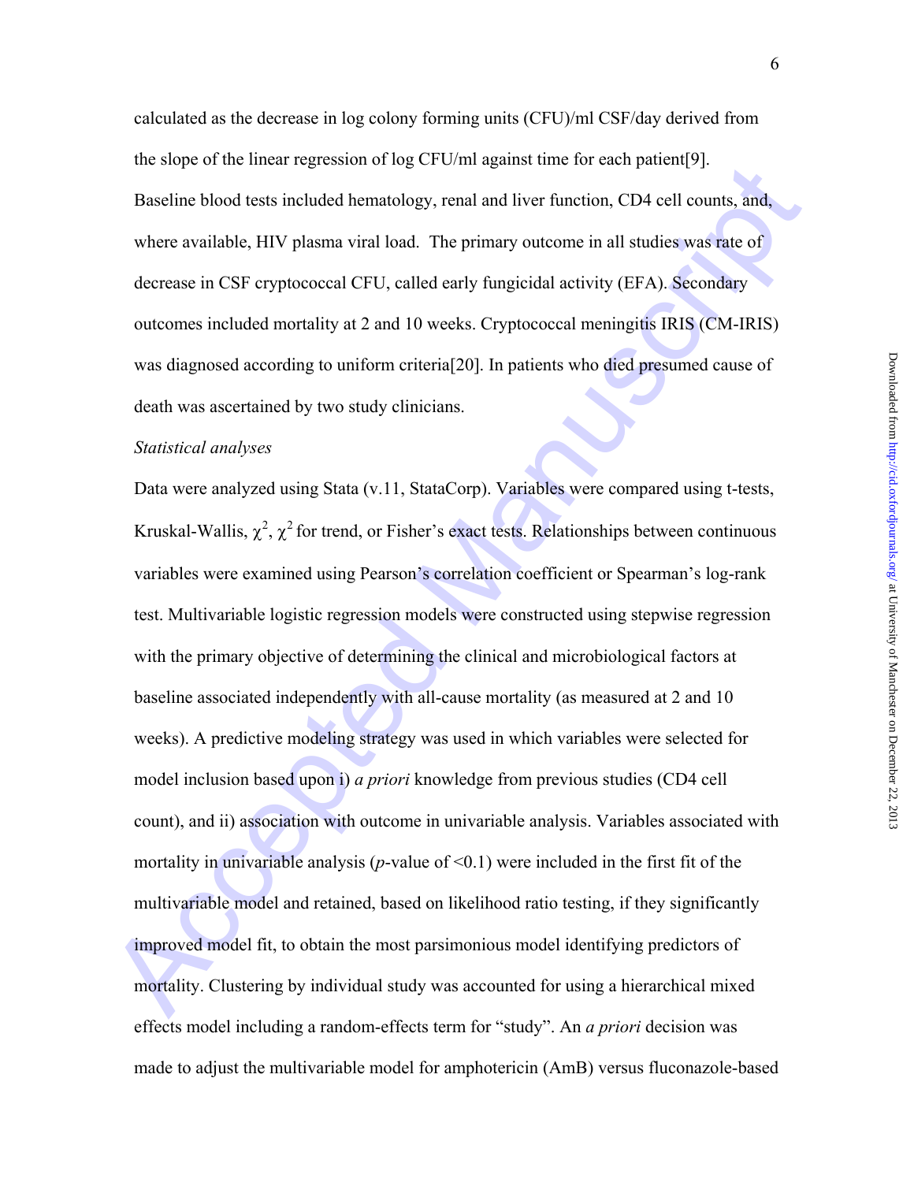calculated as the decrease in log colony forming units (CFU)/ml CSF/day derived from the slope of the linear regression of log CFU/ml against time for each patient[9]. Baseline blood tests included hematology, renal and liver function, CD4 cell counts, and, where available, HIV plasma viral load. The primary outcome in all studies was rate of decrease in CSF cryptococcal CFU, called early fungicidal activity (EFA). Secondary outcomes included mortality at 2 and 10 weeks. Cryptococcal meningitis IRIS (CM-IRIS) was diagnosed according to uniform criteria[20]. In patients who died presumed cause of death was ascertained by two study clinicians.

*Statistical analyses*

Data were analyzed using Stata (v.11, StataCorp). Variables were compared using t-tests, Kruskal-Wallis, $\chi^2$, $\chi^2$ for trend, or Fisher's exact tests. Relationships between continuous variables were examined using Pearson's correlation coefficient or Spearman's log-rank test. Multivariable logistic regression models were constructed using stepwise regression with the primary objective of determining the clinical and microbiological factors at baseline associated independently with all-cause mortality (as measured at 2 and 10 weeks). A predictive modeling strategy was used in which variables were selected for model inclusion based upon i) *a priori* knowledge from previous studies (CD4 cell count), and ii) association with outcome in univariable analysis. Variables associated with mortality in univariable analysis ($p$-value of <0.1) were included in the first fit of the multivariable model and retained, based on likelihood ratio testing, if they significantly improved model fit, to obtain the most parsimonious model identifying predictors of mortality. Clustering by individual study was accounted for using a hierarchical mixed effects model including a random-effects term for "study". An *a priori* decision was made to adjust the multivariable model for amphotericin (AmB) versus fluconazole-based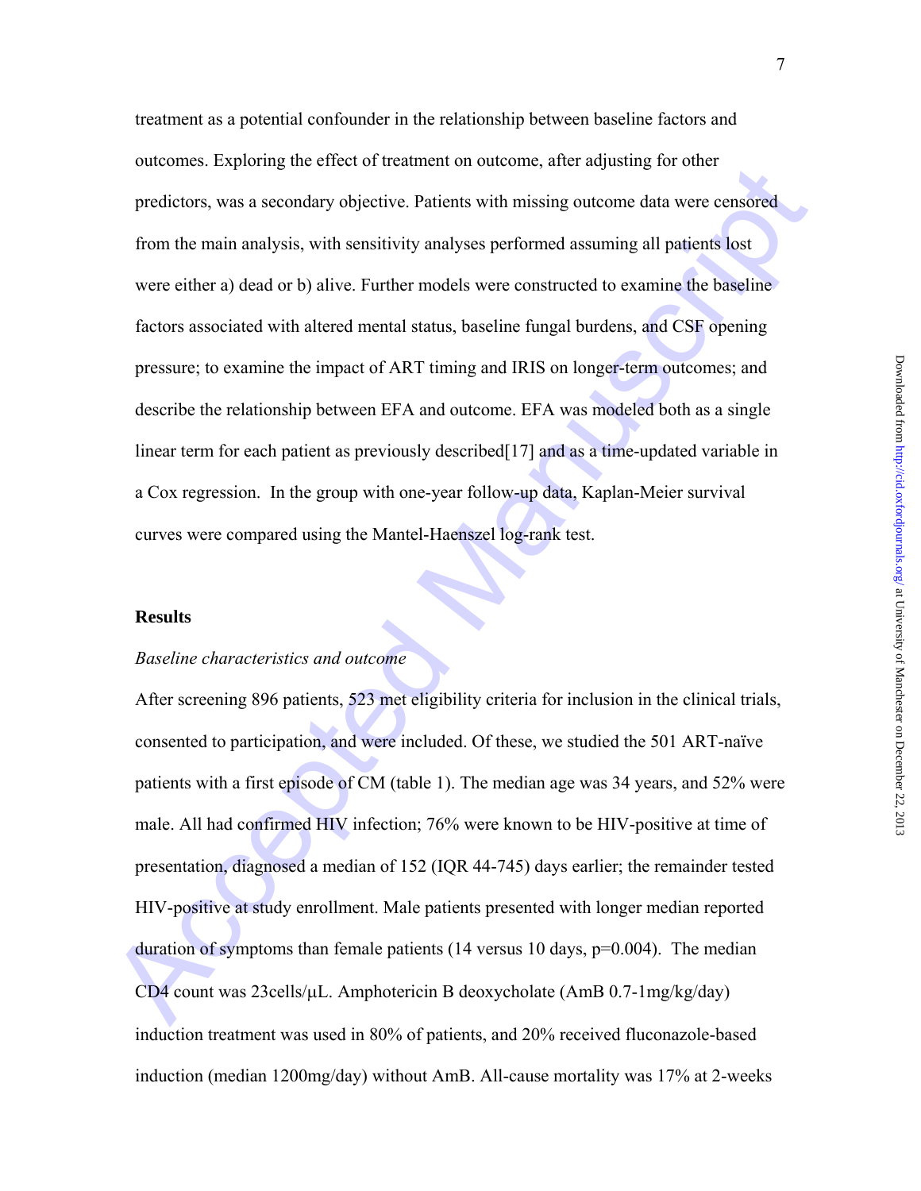treatment as a potential confounder in the relationship between baseline factors and outcomes. Exploring the effect of treatment on outcome, after adjusting for other predictors, was a secondary objective. Patients with missing outcome data were censored from the main analysis, with sensitivity analyses performed assuming all patients lost were either a) dead or b) alive. Further models were constructed to examine the baseline factors associated with altered mental status, baseline fungal burdens, and CSF opening pressure; to examine the impact of ART timing and IRIS on longer-term outcomes; and describe the relationship between EFA and outcome. EFA was modeled both as a single linear term for each patient as previously described[17] and as a time-updated variable in a Cox regression. In the group with one-year follow-up data, Kaplan-Meier survival curves were compared using the Mantel-Haenszel log-rank test.

## Results

*Baseline characteristics and outcome*

After screening 896 patients, 523 met eligibility criteria for inclusion in the clinical trials, consented to participation, and were included. Of these, we studied the 501 ART-naïve patients with a first episode of CM (table 1). The median age was 34 years, and 52% were male. All had confirmed HIV infection; 76% were known to be HIV-positive at time of presentation, diagnosed a median of 152 (IQR 44-745) days earlier; the remainder tested HIV-positive at study enrollment. Male patients presented with longer median reported duration of symptoms than female patients (14 versus 10 days, p=0.004). The median CD4 count was 23cells/µL. Amphotericin B deoxycholate (AmB 0.7-1mg/kg/day) induction treatment was used in 80% of patients, and 20% received fluconazole-based induction (median 1200mg/day) without AmB. All-cause mortality was 17% at 2-weeks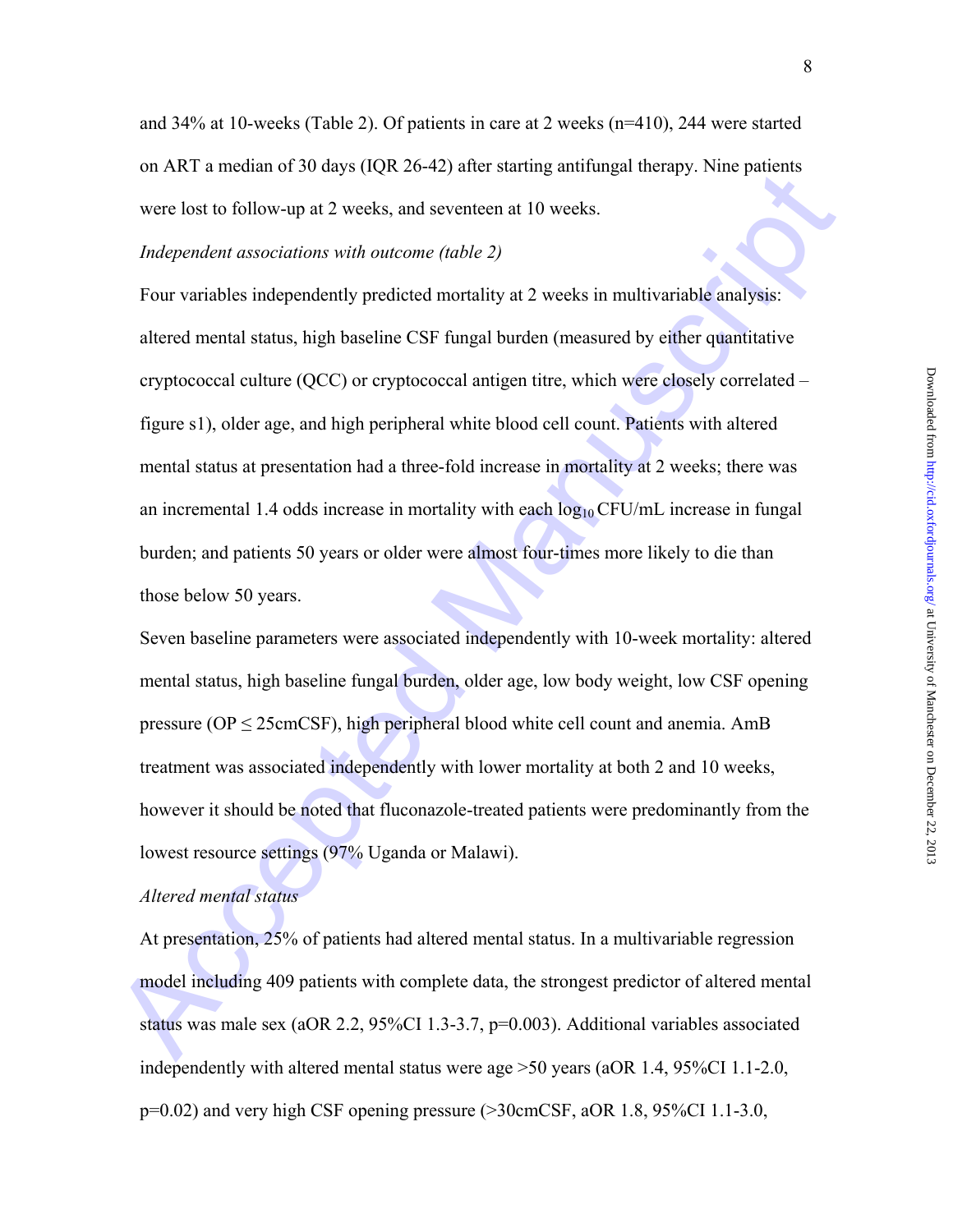and 34% at 10-weeks (Table 2). Of patients in care at 2 weeks (n=410), 244 were started on ART a median of 30 days (IQR 26-42) after starting antifungal therapy. Nine patients were lost to follow-up at 2 weeks, and seventeen at 10 weeks.

*Independent associations with outcome (table 2)*

Four variables independently predicted mortality at 2 weeks in multivariable analysis: altered mental status, high baseline CSF fungal burden (measured by either quantitative cryptococcal culture (QCC) or cryptococcal antigen titre, which were closely correlated – figure s1), older age, and high peripheral white blood cell count. Patients with altered mental status at presentation had a three-fold increase in mortality at 2 weeks; there was an incremental 1.4 odds increase in mortality with each $\log_{10}$ CFU/mL increase in fungal burden; and patients 50 years or older were almost four-times more likely to die than those below 50 years.

Seven baseline parameters were associated independently with 10-week mortality: altered mental status, high baseline fungal burden, older age, low body weight, low CSF opening pressure (OP $\leq$ 25cmCSF), high peripheral blood white cell count and anemia. AmB treatment was associated independently with lower mortality at both 2 and 10 weeks, however it should be noted that fluconazole-treated patients were predominantly from the lowest resource settings (97% Uganda or Malawi).

*Altered mental status*

At presentation, 25% of patients had altered mental status. In a multivariable regression model including 409 patients with complete data, the strongest predictor of altered mental status was male sex (aOR 2.2, 95%CI 1.3-3.7, p=0.003). Additional variables associated independently with altered mental status were age >50 years (aOR 1.4, 95%CI 1.1-2.0, p=0.02) and very high CSF opening pressure (>30cmCSF, aOR 1.8, 95%CI 1.1-3.0,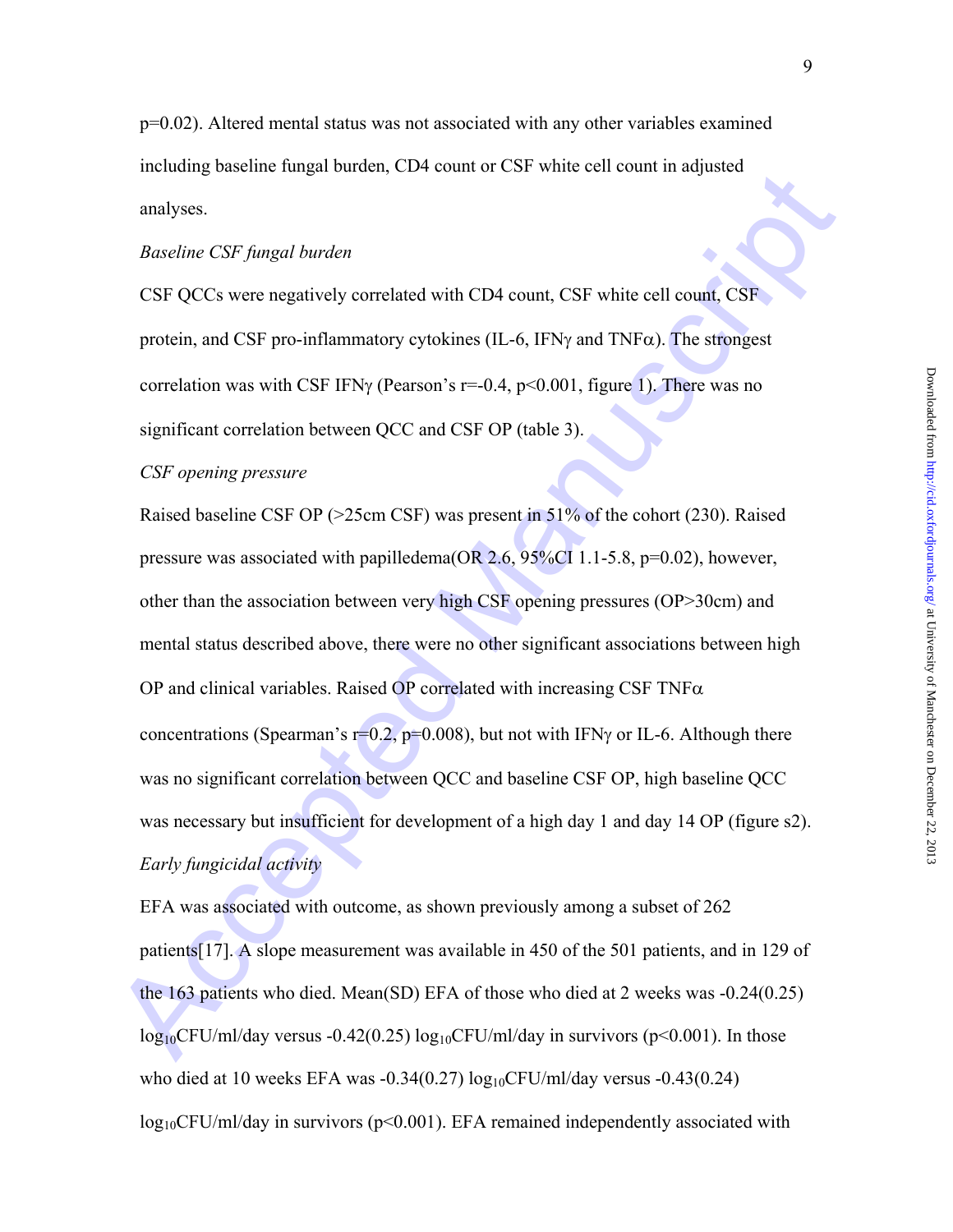p=0.02). Altered mental status was not associated with any other variables examined including baseline fungal burden, CD4 count or CSF white cell count in adjusted analyses.

*Baseline CSF fungal burden*

CSF QCCs were negatively correlated with CD4 count, CSF white cell count, CSF protein, and CSF pro-inflammatory cytokines (IL-6, IFNγ and TNFα). The strongest correlation was with CSF IFNγ (Pearson's r=-0.4, p<0.001, figure 1). There was no significant correlation between QCC and CSF OP (table 3).

*CSF opening pressure*

Raised baseline CSF OP (>25cm CSF) was present in 51% of the cohort (230). Raised pressure was associated with papilledema(OR 2.6, 95%CI 1.1-5.8, p=0.02), however, other than the association between very high CSF opening pressures (OP>30cm) and mental status described above, there were no other significant associations between high OP and clinical variables. Raised OP correlated with increasing CSF TNFα concentrations (Spearman's r=0.2, p=0.008), but not with IFNγ or IL-6. Although there was no significant correlation between QCC and baseline CSF OP, high baseline QCC was necessary but insufficient for development of a high day 1 and day 14 OP (figure s2).

*Early fungicidal activity*

EFA was associated with outcome, as shown previously among a subset of 262 patients[17]. A slope measurement was available in 450 of the 501 patients, and in 129 of the 163 patients who died. Mean(SD) EFA of those who died at 2 weeks was -0.24(0.25) $\log_{10}$CFU/ml/day versus -0.42(0.25) $\log_{10}$CFU/ml/day in survivors (p<0.001). In those who died at 10 weeks EFA was -0.34(0.27) $\log_{10}$CFU/ml/day versus -0.43(0.24) $\log_{10}$CFU/ml/day in survivors (p<0.001). EFA remained independently associated with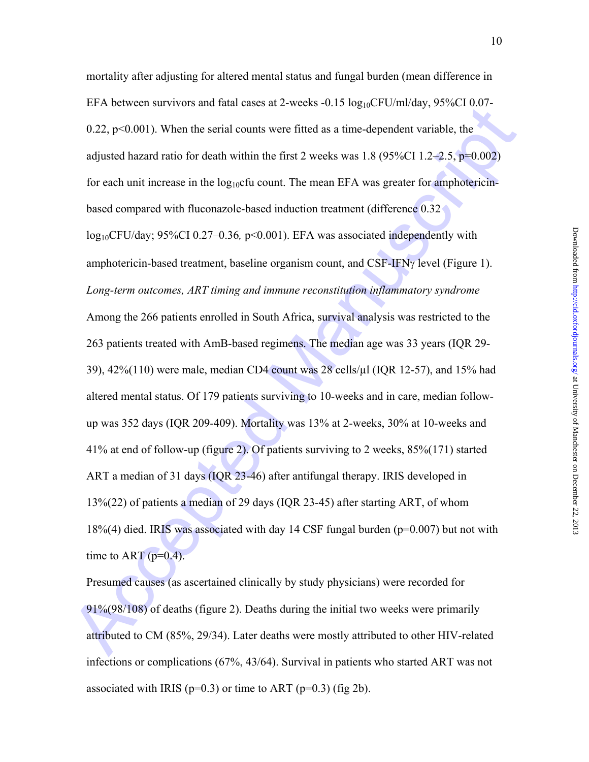mortality after adjusting for altered mental status and fungal burden (mean difference in EFA between survivors and fatal cases at 2-weeks -0.15 $log_{10}$CFU/ml/day, 95%CI 0.07-0.22, p<0.001). When the serial counts were fitted as a time-dependent variable, the adjusted hazard ratio for death within the first 2 weeks was 1.8 (95%CI 1.2–2.5, p=0.002) for each unit increase in the $log_{10}$cfu count. The mean EFA was greater for amphotericin-based compared with fluconazole-based induction treatment (difference 0.32 $log_{10}$CFU/day; 95%CI 0.27–0.36*,* p<0.001). EFA was associated independently with amphotericin-based treatment, baseline organism count, and CSF-IFNγ level (Figure 1).

*Long-term outcomes, ART timing and immune reconstitution inflammatory syndrome*

Among the 266 patients enrolled in South Africa, survival analysis was restricted to the 263 patients treated with AmB-based regimens. The median age was 33 years (IQR 29-39), 42%(110) were male, median CD4 count was 28 cells/µl (IQR 12-57), and 15% had altered mental status. Of 179 patients surviving to 10-weeks and in care, median follow-up was 352 days (IQR 209-409). Mortality was 13% at 2-weeks, 30% at 10-weeks and 41% at end of follow-up (figure 2). Of patients surviving to 2 weeks, 85%(171) started ART a median of 31 days (IQR 23-46) after antifungal therapy. IRIS developed in 13%(22) of patients a median of 29 days (IQR 23-45) after starting ART, of whom 18%(4) died. IRIS was associated with day 14 CSF fungal burden (p=0.007) but not with time to ART (p=0.4).

Presumed causes (as ascertained clinically by study physicians) were recorded for 91%(98/108) of deaths (figure 2). Deaths during the initial two weeks were primarily attributed to CM (85%, 29/34). Later deaths were mostly attributed to other HIV-related infections or complications (67%, 43/64). Survival in patients who started ART was not associated with IRIS (p=0.3) or time to ART (p=0.3) (fig 2b).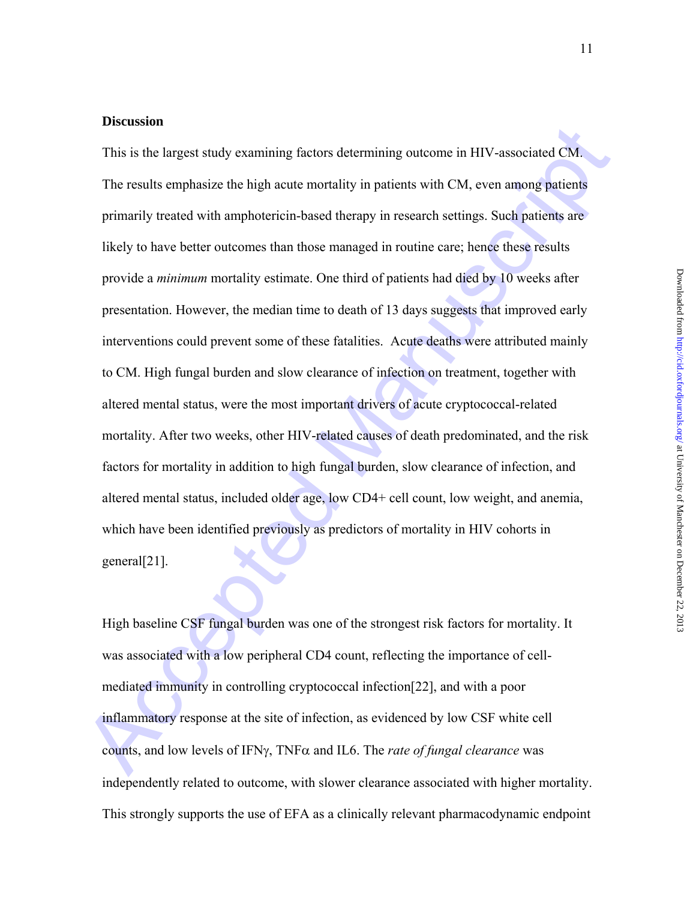## Discussion

This is the largest study examining factors determining outcome in HIV-associated CM. The results emphasize the high acute mortality in patients with CM, even among patients primarily treated with amphotericin-based therapy in research settings. Such patients are likely to have better outcomes than those managed in routine care; hence these results provide a *minimum* mortality estimate. One third of patients had died by 10 weeks after presentation. However, the median time to death of 13 days suggests that improved early interventions could prevent some of these fatalities. Acute deaths were attributed mainly to CM. High fungal burden and slow clearance of infection on treatment, together with altered mental status, were the most important drivers of acute cryptococcal-related mortality. After two weeks, other HIV-related causes of death predominated, and the risk factors for mortality in addition to high fungal burden, slow clearance of infection, and altered mental status, included older age, low CD4+ cell count, low weight, and anemia, which have been identified previously as predictors of mortality in HIV cohorts in general[21].

High baseline CSF fungal burden was one of the strongest risk factors for mortality. It was associated with a low peripheral CD4 count, reflecting the importance of cell-mediated immunity in controlling cryptococcal infection[22], and with a poor inflammatory response at the site of infection, as evidenced by low CSF white cell counts, and low levels of IFNγ, TNFα and IL6. The *rate of fungal clearance* was independently related to outcome, with slower clearance associated with higher mortality. This strongly supports the use of EFA as a clinically relevant pharmacodynamic endpoint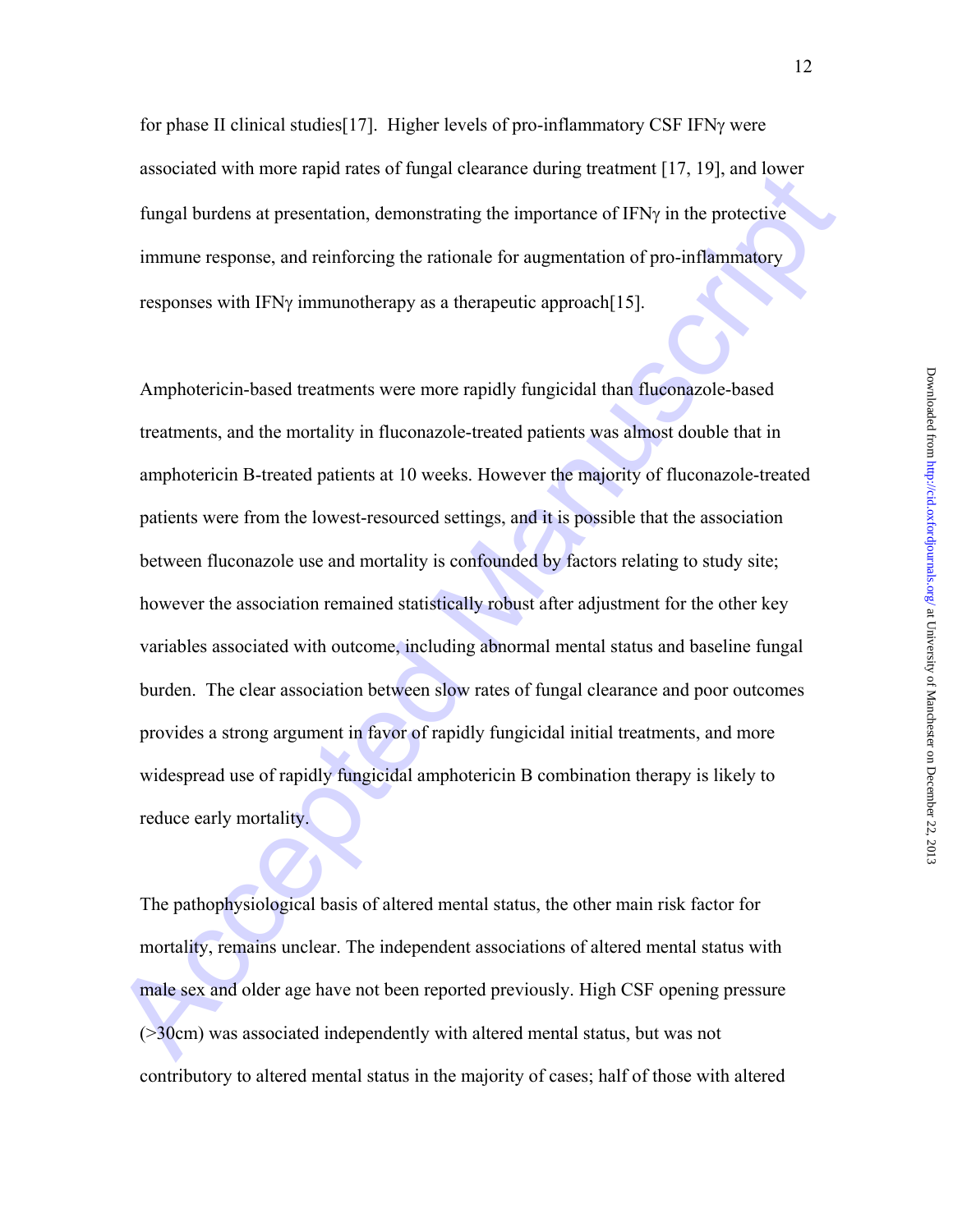for phase II clinical studies[17]. Higher levels of pro-inflammatory CSF IFNγ were associated with more rapid rates of fungal clearance during treatment [17, 19], and lower fungal burdens at presentation, demonstrating the importance of IFNγ in the protective immune response, and reinforcing the rationale for augmentation of pro-inflammatory responses with IFNγ immunotherapy as a therapeutic approach[15].

Amphotericin-based treatments were more rapidly fungicidal than fluconazole-based treatments, and the mortality in fluconazole-treated patients was almost double that in amphotericin B-treated patients at 10 weeks. However the majority of fluconazole-treated patients were from the lowest-resourced settings, and it is possible that the association between fluconazole use and mortality is confounded by factors relating to study site; however the association remained statistically robust after adjustment for the other key variables associated with outcome, including abnormal mental status and baseline fungal burden. The clear association between slow rates of fungal clearance and poor outcomes provides a strong argument in favor of rapidly fungicidal initial treatments, and more widespread use of rapidly fungicidal amphotericin B combination therapy is likely to reduce early mortality.

The pathophysiological basis of altered mental status, the other main risk factor for mortality, remains unclear. The independent associations of altered mental status with male sex and older age have not been reported previously. High CSF opening pressure (>30cm) was associated independently with altered mental status, but was not contributory to altered mental status in the majority of cases; half of those with altered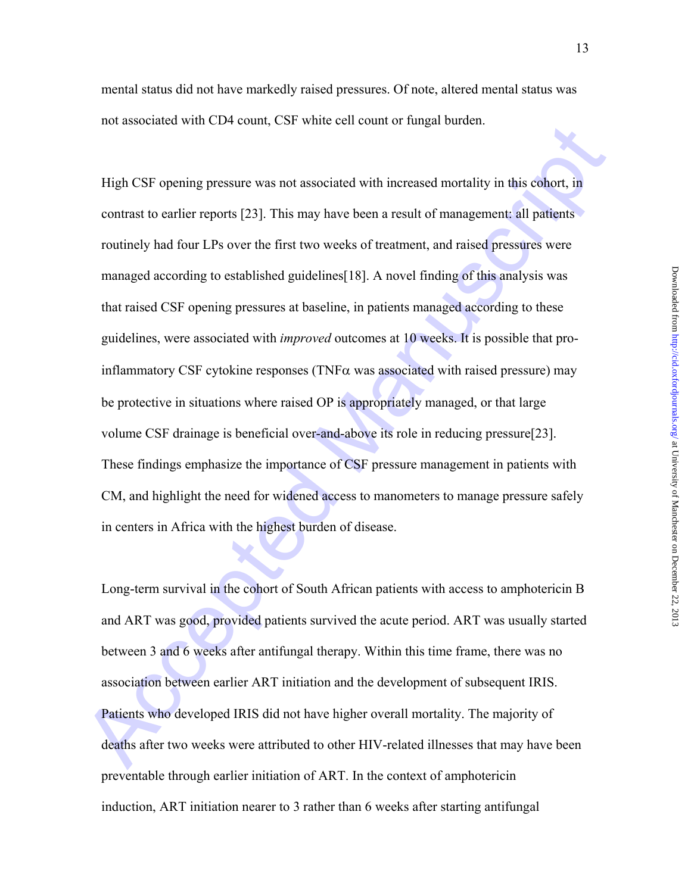mental status did not have markedly raised pressures. Of note, altered mental status was not associated with CD4 count, CSF white cell count or fungal burden.

High CSF opening pressure was not associated with increased mortality in this cohort, in contrast to earlier reports [23]. This may have been a result of management: all patients routinely had four LPs over the first two weeks of treatment, and raised pressures were managed according to established guidelines[18]. A novel finding of this analysis was that raised CSF opening pressures at baseline, in patients managed according to these guidelines, were associated with *improved* outcomes at 10 weeks. It is possible that pro-inflammatory CSF cytokine responses (TNF$\alpha$ was associated with raised pressure) may be protective in situations where raised OP is appropriately managed, or that large volume CSF drainage is beneficial over-and-above its role in reducing pressure[23]. These findings emphasize the importance of CSF pressure management in patients with CM, and highlight the need for widened access to manometers to manage pressure safely in centers in Africa with the highest burden of disease.

Long-term survival in the cohort of South African patients with access to amphotericin B and ART was good, provided patients survived the acute period. ART was usually started between 3 and 6 weeks after antifungal therapy. Within this time frame, there was no association between earlier ART initiation and the development of subsequent IRIS. Patients who developed IRIS did not have higher overall mortality. The majority of deaths after two weeks were attributed to other HIV-related illnesses that may have been preventable through earlier initiation of ART. In the context of amphotericin induction, ART initiation nearer to 3 rather than 6 weeks after starting antifungal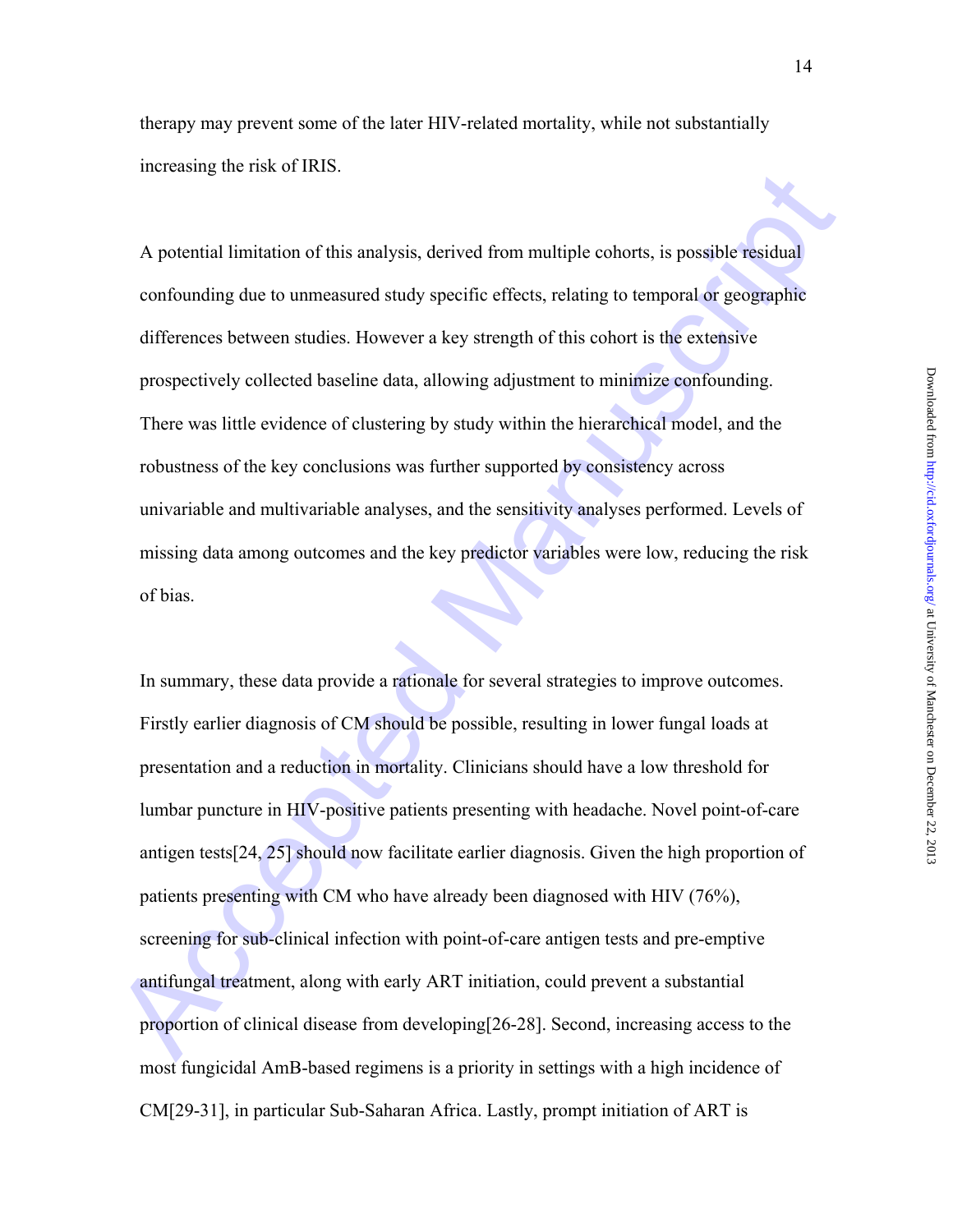therapy may prevent some of the later HIV-related mortality, while not substantially increasing the risk of IRIS.

A potential limitation of this analysis, derived from multiple cohorts, is possible residual confounding due to unmeasured study specific effects, relating to temporal or geographic differences between studies. However a key strength of this cohort is the extensive prospectively collected baseline data, allowing adjustment to minimize confounding. There was little evidence of clustering by study within the hierarchical model, and the robustness of the key conclusions was further supported by consistency across univariable and multivariable analyses, and the sensitivity analyses performed. Levels of missing data among outcomes and the key predictor variables were low, reducing the risk of bias.

In summary, these data provide a rationale for several strategies to improve outcomes. Firstly earlier diagnosis of CM should be possible, resulting in lower fungal loads at presentation and a reduction in mortality. Clinicians should have a low threshold for lumbar puncture in HIV-positive patients presenting with headache. Novel point-of-care antigen tests[24, 25] should now facilitate earlier diagnosis. Given the high proportion of patients presenting with CM who have already been diagnosed with HIV (76%), screening for sub-clinical infection with point-of-care antigen tests and pre-emptive antifungal treatment, along with early ART initiation, could prevent a substantial proportion of clinical disease from developing[26-28]. Second, increasing access to the most fungicidal AmB-based regimens is a priority in settings with a high incidence of CM[29-31], in particular Sub-Saharan Africa. Lastly, prompt initiation of ART is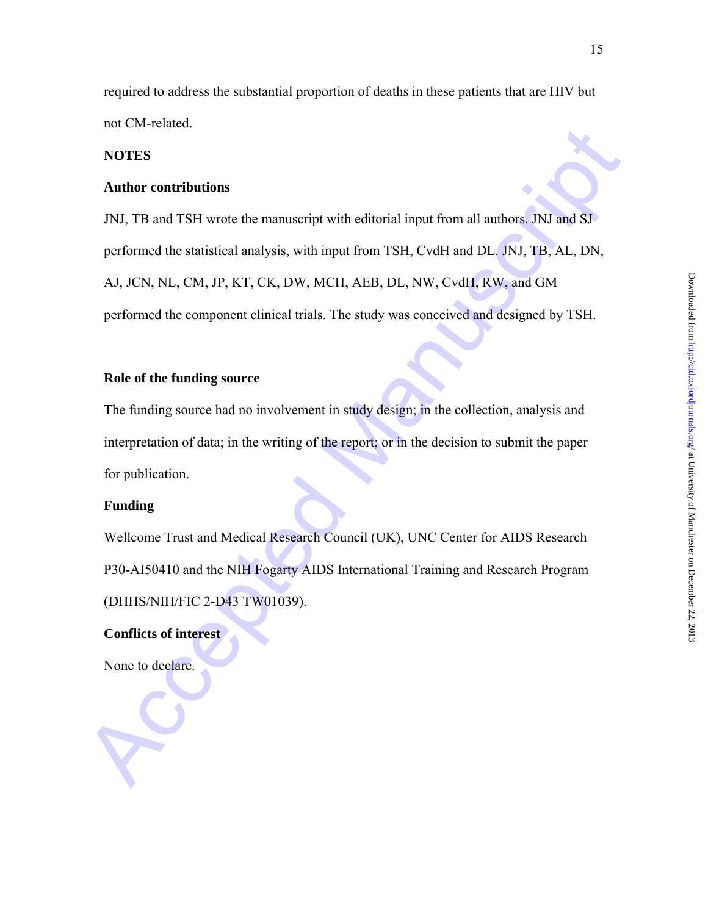required to address the substantial proportion of deaths in these patients that are HIV but not CM-related.

## NOTES

### Author contributions

JNJ, TB and TSH wrote the manuscript with editorial input from all authors. JNJ and SJ performed the statistical analysis, with input from TSH, CvdH and DL. JNJ, TB, AL, DN, AJ, JCN, NL, CM, JP, KT, CK, DW, MCH, AEB, DL, NW, CvdH, RW, and GM performed the component clinical trials. The study was conceived and designed by TSH.

### Role of the funding source

The funding source had no involvement in study design; in the collection, analysis and interpretation of data; in the writing of the report; or in the decision to submit the paper for publication.

### Funding

Wellcome Trust and Medical Research Council (UK), UNC Center for AIDS Research P30-AI50410 and the NIH Fogarty AIDS International Training and Research Program (DHHS/NIH/FIC 2-D43 TW01039).

### Conflicts of interest

None to declare.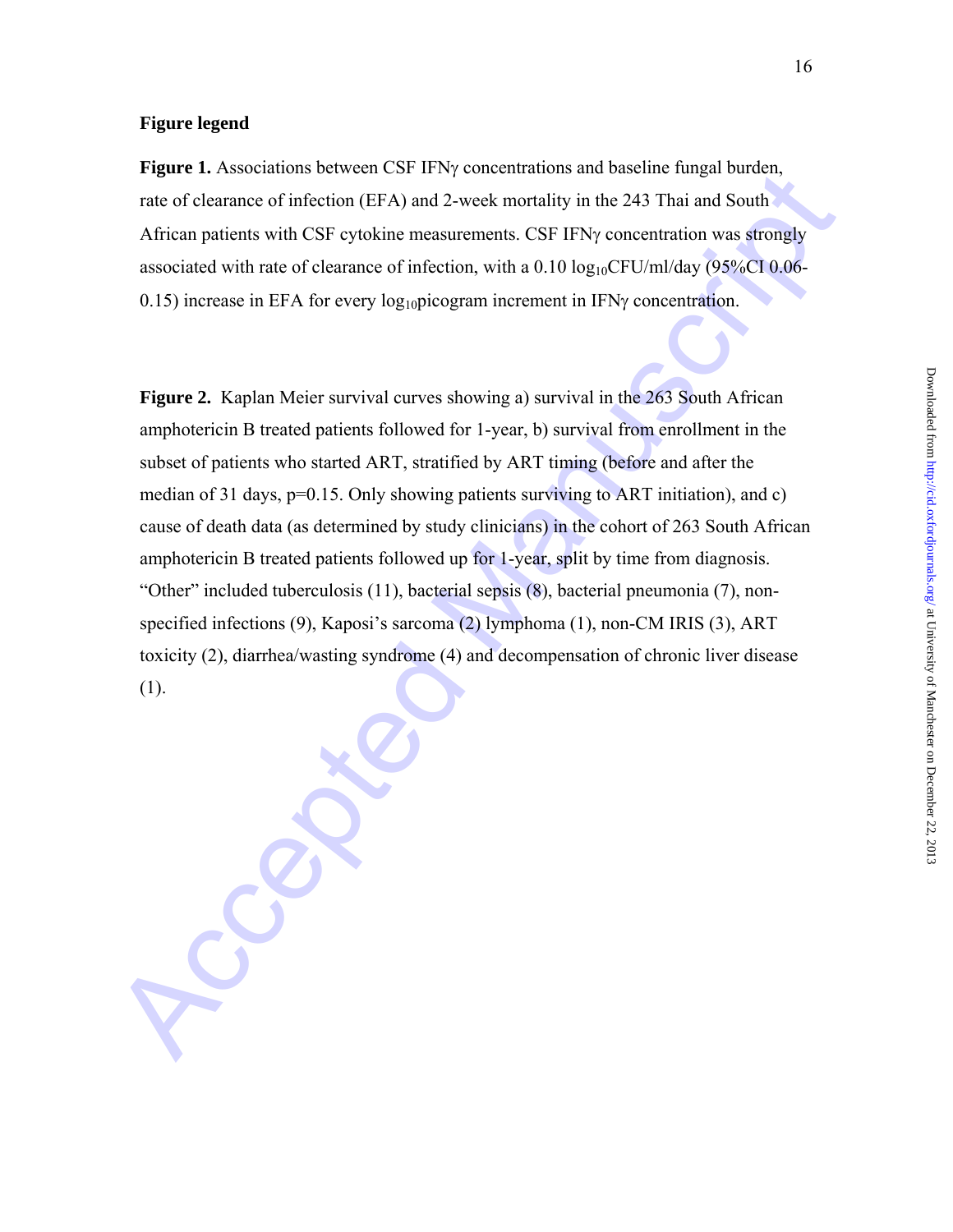**Figure legend**

**Figure 1.** Associations between CSF IFNγ concentrations and baseline fungal burden, rate of clearance of infection (EFA) and 2-week mortality in the 243 Thai and South African patients with CSF cytokine measurements. CSF IFNγ concentration was strongly associated with rate of clearance of infection, with a 0.10 $log_{10}$CFU/ml/day (95%CI 0.06-0.15) increase in EFA for every $log_{10}$picogram increment in IFNγ concentration.

**Figure 2.** Kaplan Meier survival curves showing a) survival in the 263 South African amphotericin B treated patients followed for 1-year, b) survival from enrollment in the subset of patients who started ART, stratified by ART timing (before and after the median of 31 days, p=0.15. Only showing patients surviving to ART initiation), and c) cause of death data (as determined by study clinicians) in the cohort of 263 South African amphotericin B treated patients followed up for 1-year, split by time from diagnosis. "Other" included tuberculosis (11), bacterial sepsis (8), bacterial pneumonia (7), non-specified infections (9), Kaposi's sarcoma (2) lymphoma (1), non-CM IRIS (3), ART toxicity (2), diarrhea/wasting syndrome (4) and decompensation of chronic liver disease (1).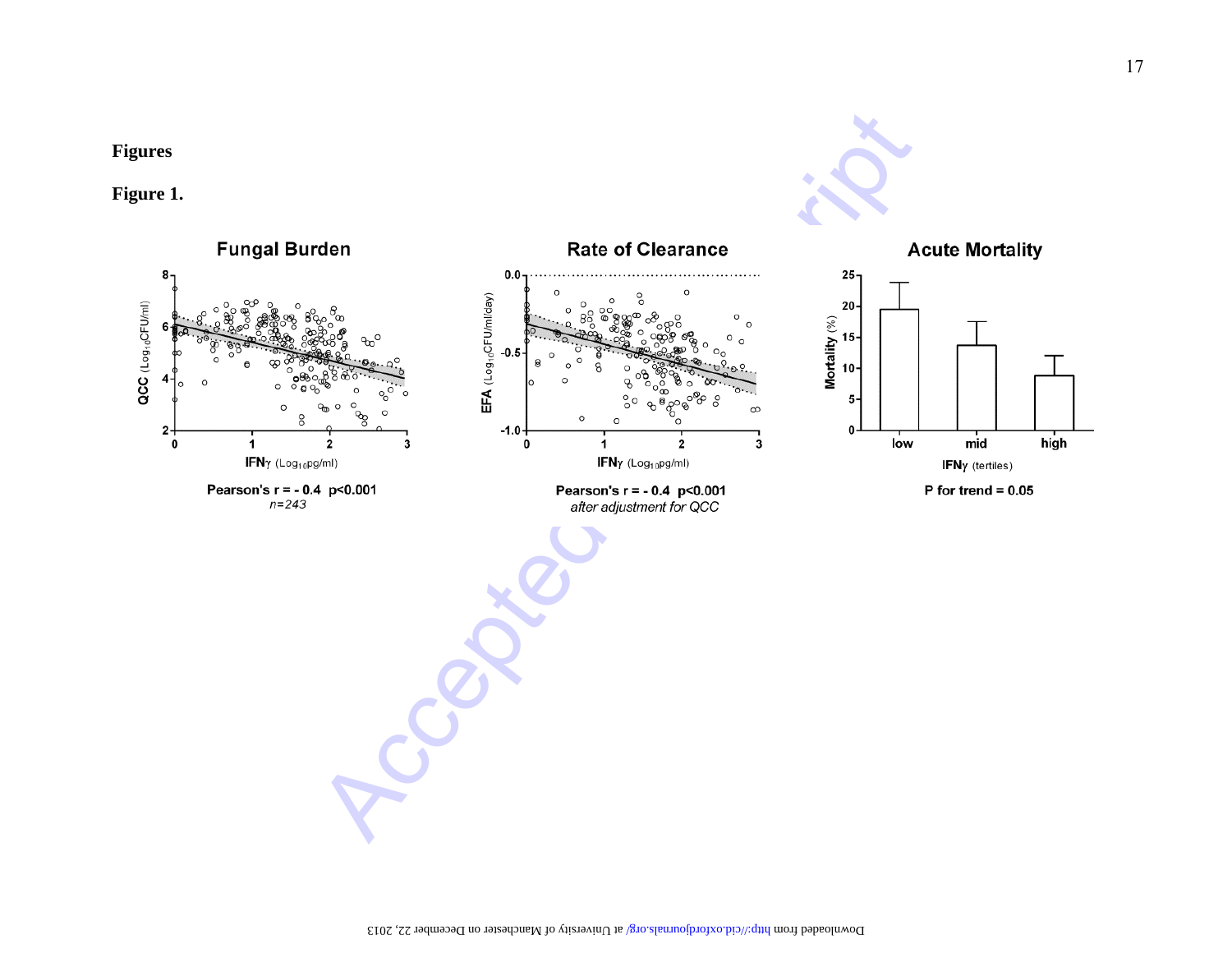# Figures

## Figure 1.

**Fungal Burden**

QCC ($Log_{10}$CFU/ml) vs IFNγ ($Log_{10}$pg/ml)

**Pearson's r = - 0.4 p<0.001**
*n=243*

**Rate of Clearance**

EFA ($Log_{10}$CFU/ml/day) vs IFNγ ($Log_{10}$pg/ml)

**Pearson's r = - 0.4 p<0.001**
*after adjustment for QCC*

**Acute Mortality**

Mortality (%) vs IFNγ (tertiles): low, mid, high

**P for trend = 0.05**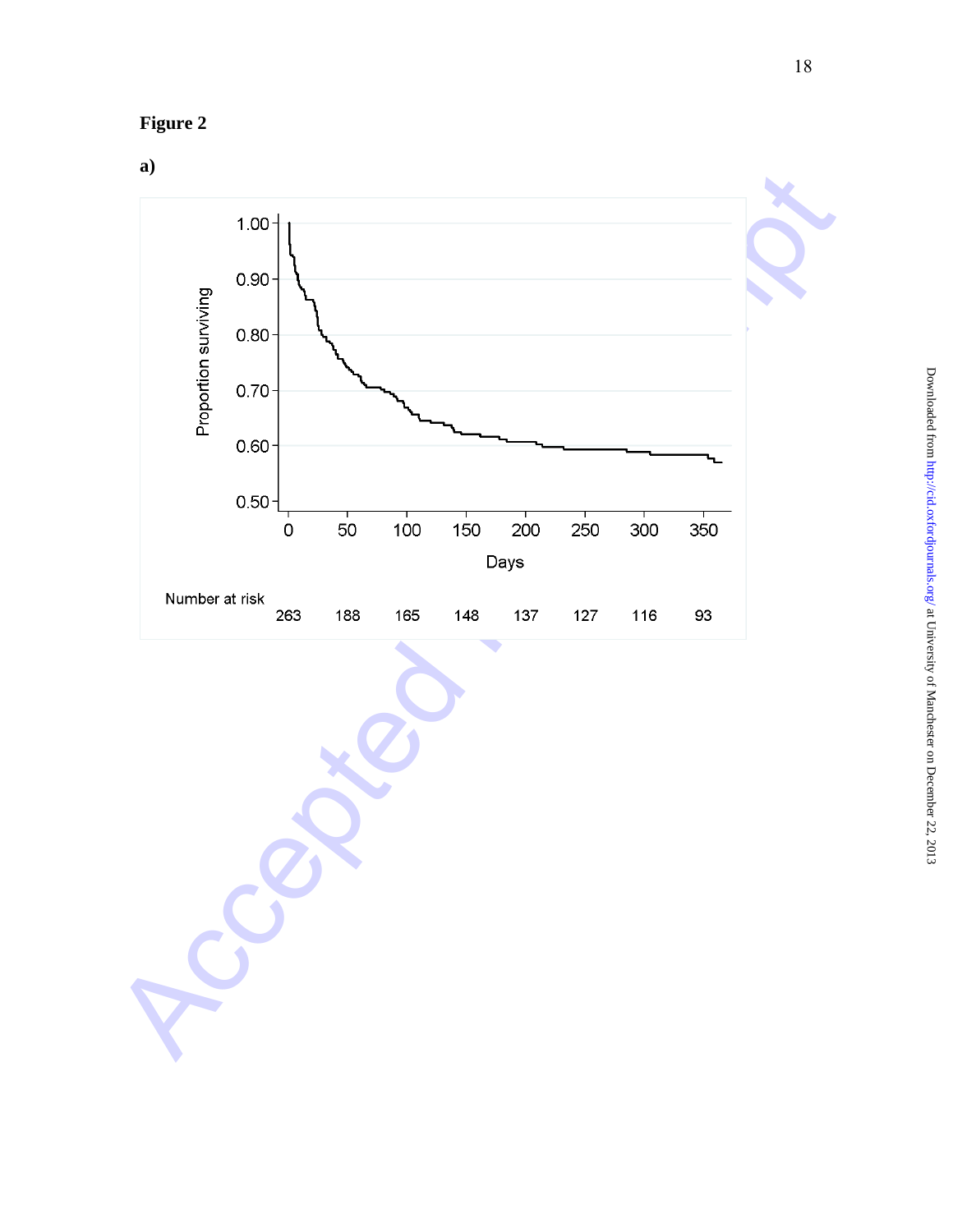**Figure 2**

**a)**

| Number at risk | 263 | 188 | 165 | 148 | 137 | 127 | 116 | 93 |
|---|---|---|---|---|---|---|---|---|
| Days | 0 | 50 | 100 | 150 | 200 | 250 | 300 | 350 |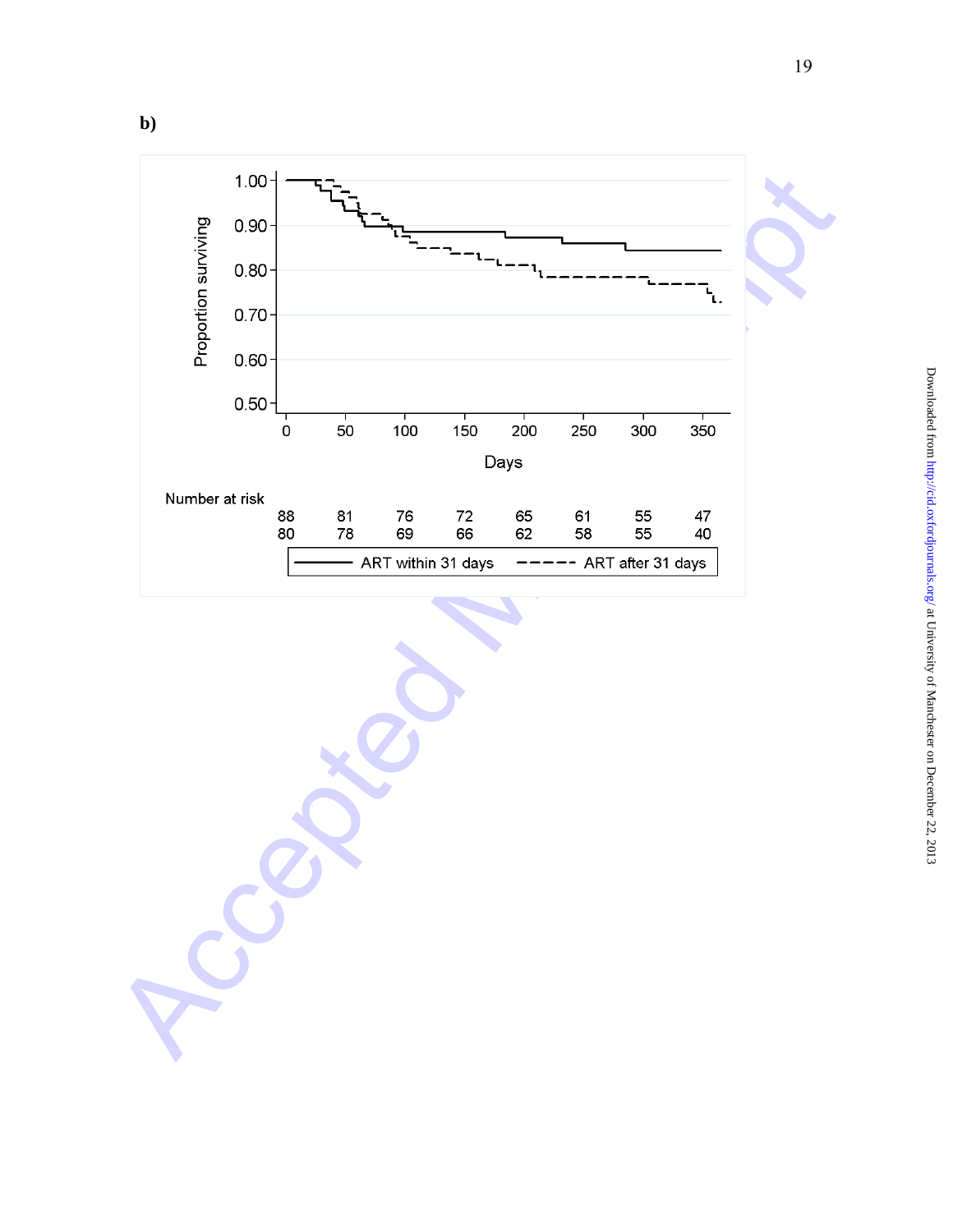**b)**

Number at risk

| | | | | | | | |
|---|---|---|---|---|---|---|---|
| 88 | 81 | 76 | 72 | 65 | 61 | 55 | 47 |
| 80 | 78 | 69 | 66 | 62 | 58 | 55 | 40 |

ART within 31 days — ART after 31 days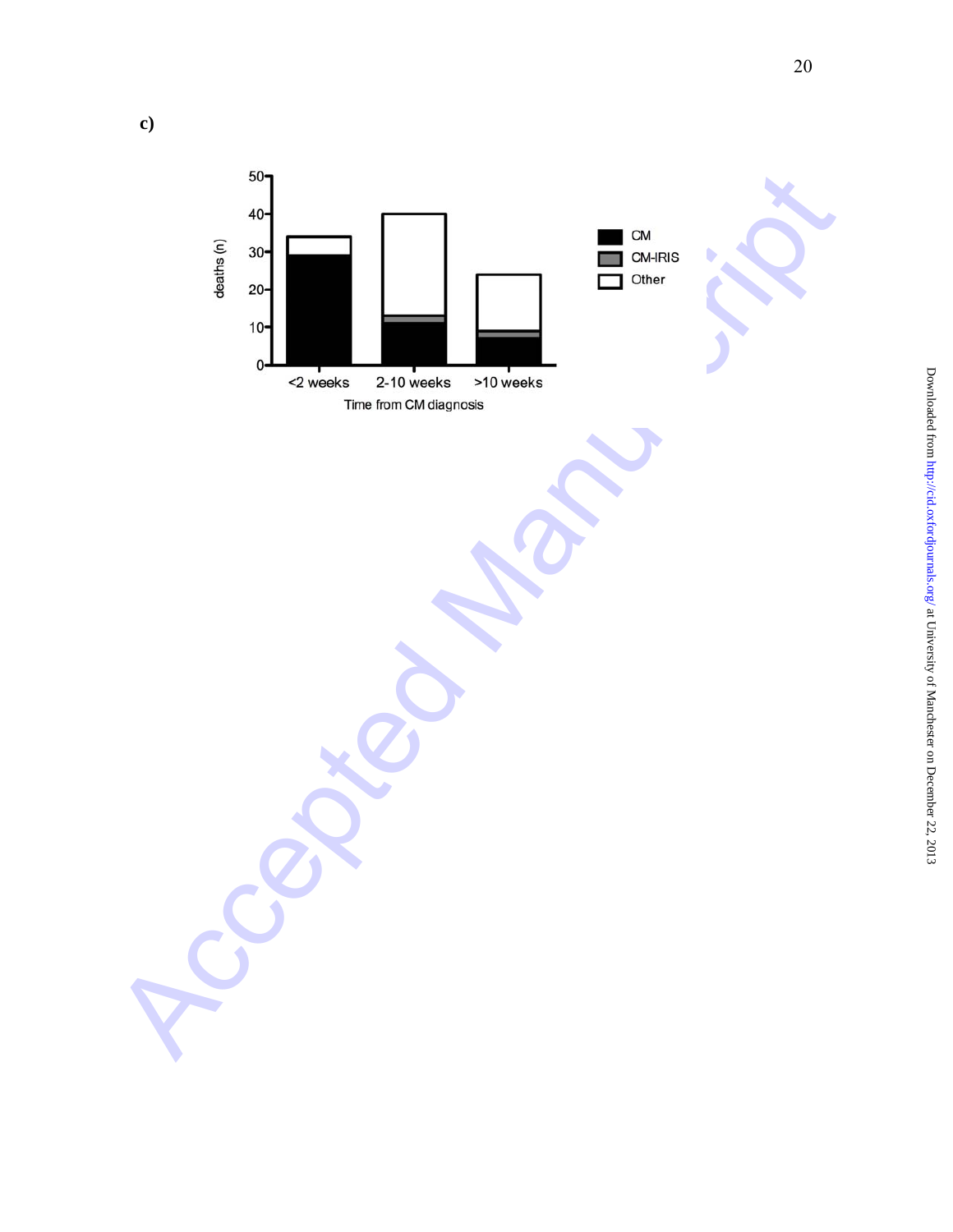**c)**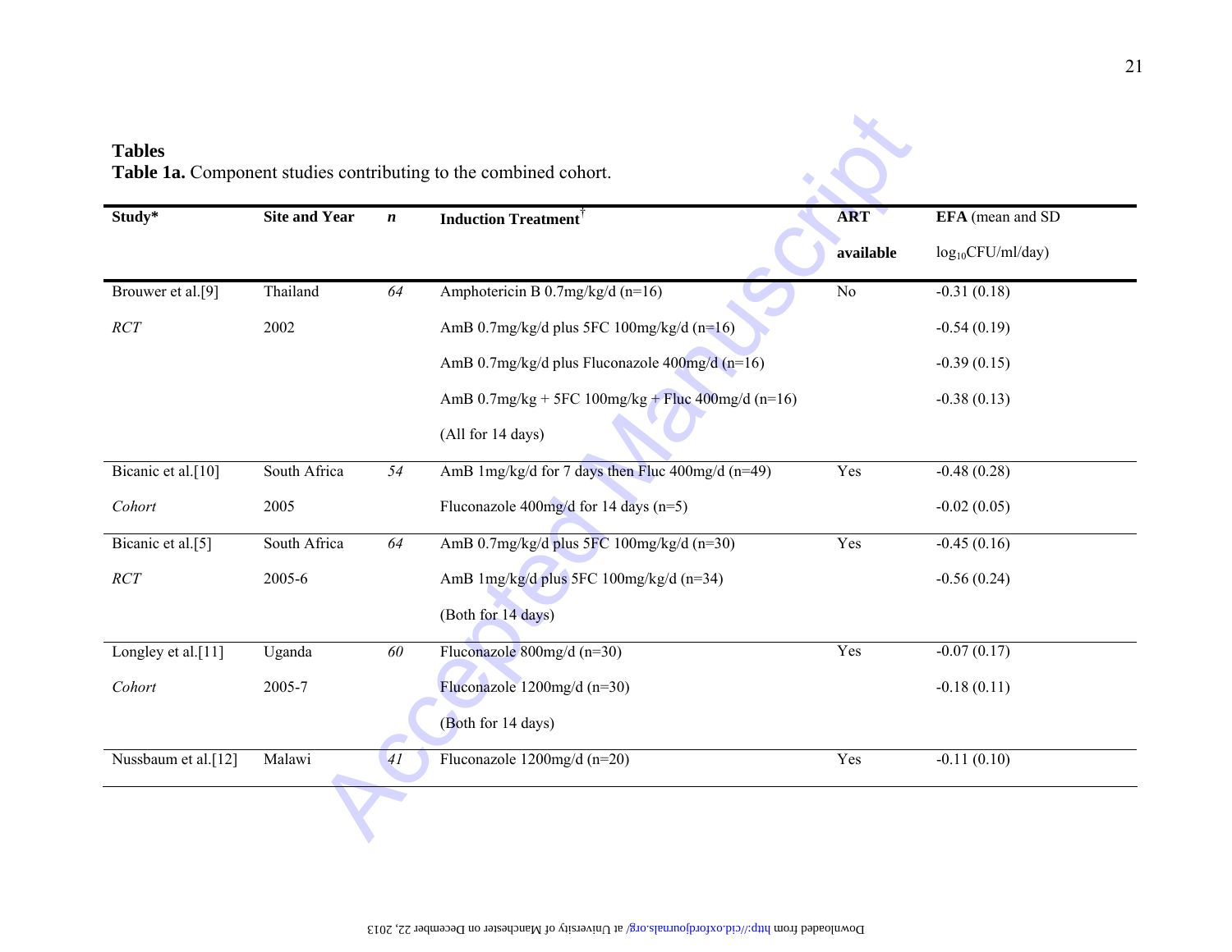# Tables

**Table 1a.** Component studies contributing to the combined cohort.

| **Study*** | **Site and Year** | ***n*** | **Induction Treatment**[†] | **ART available** | **EFA** (mean and SD $log_{10}$CFU/ml/day) |
|---|---|---|---|---|---|
| Brouwer et al.[9] | Thailand | *64* | Amphotericin B 0.7mg/kg/d (n=16) | No | -0.31 (0.18) |
| *RCT* | 2002 | | AmB 0.7mg/kg/d plus 5FC 100mg/kg/d (n=16) | | -0.54 (0.19) |
| | | | AmB 0.7mg/kg/d plus Fluconazole 400mg/d (n=16) | | -0.39 (0.15) |
| | | | AmB 0.7mg/kg + 5FC 100mg/kg + Fluc 400mg/d (n=16) | | -0.38 (0.13) |
| | | | (All for 14 days) | | |
| Bicanic et al.[10] | South Africa | *54* | AmB 1mg/kg/d for 7 days then Fluc 400mg/d (n=49) | Yes | -0.48 (0.28) |
| *Cohort* | 2005 | | Fluconazole 400mg/d for 14 days (n=5) | | -0.02 (0.05) |
| Bicanic et al.[5] | South Africa | *64* | AmB 0.7mg/kg/d plus 5FC 100mg/kg/d (n=30) | Yes | -0.45 (0.16) |
| *RCT* | 2005-6 | | AmB 1mg/kg/d plus 5FC 100mg/kg/d (n=34) | | -0.56 (0.24) |
| | | | (Both for 14 days) | | |
| Longley et al.[11] | Uganda | *60* | Fluconazole 800mg/d (n=30) | Yes | -0.07 (0.17) |
| *Cohort* | 2005-7 | | Fluconazole 1200mg/d (n=30) | | -0.18 (0.11) |
| | | | (Both for 14 days) | | |
| Nussbaum et al.[12] | Malawi | *41* | Fluconazole 1200mg/d (n=20) | Yes | -0.11 (0.10) |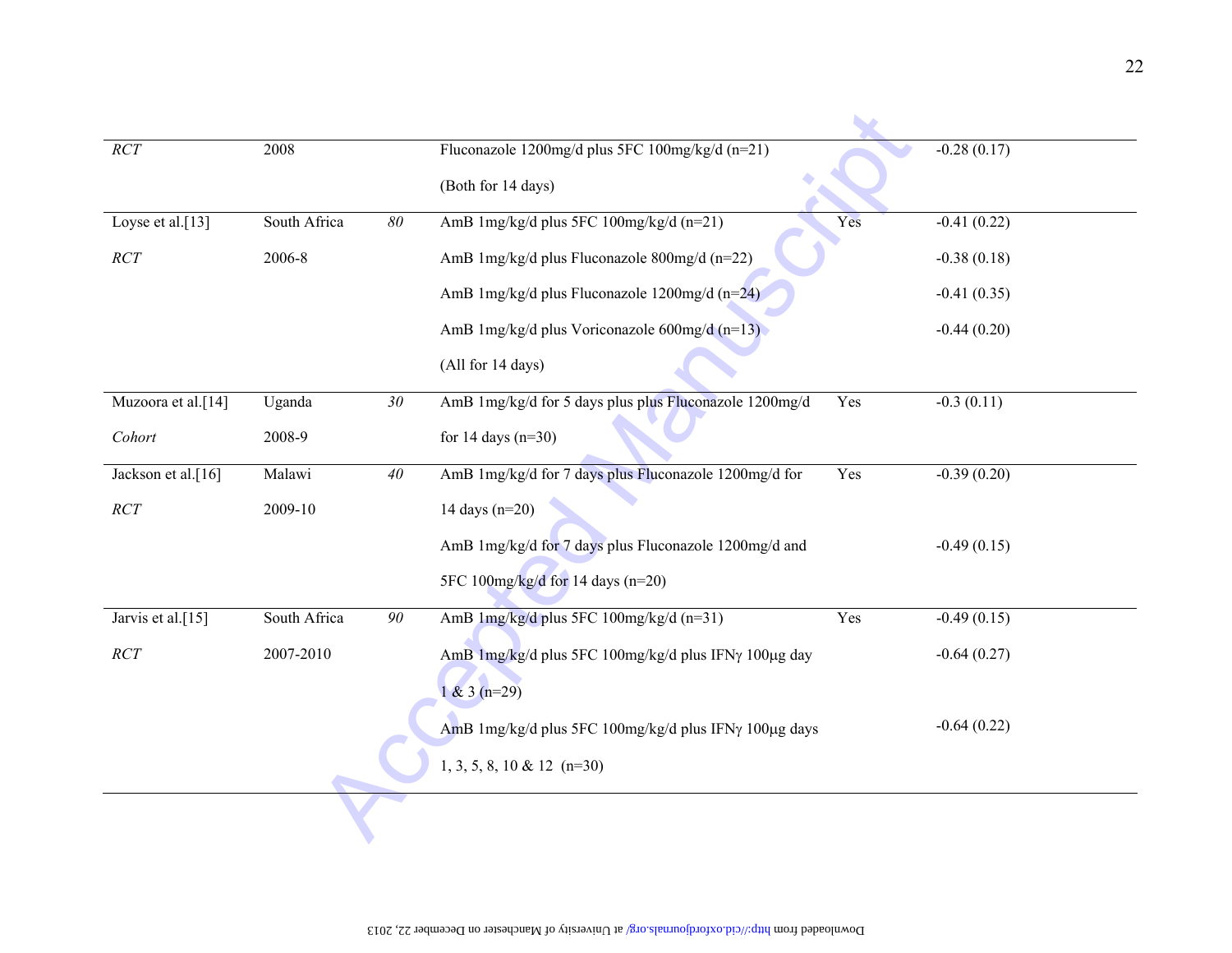| | | | | | |
|---|---|---|---|---|---|
| *RCT* | 2008 | | Fluconazole 1200mg/d plus 5FC 100mg/kg/d (n=21) (Both for 14 days) | | -0.28 (0.17) |
| Loyse et al.[13] *RCT* | South Africa 2006-8 | *80* | AmB 1mg/kg/d plus 5FC 100mg/kg/d (n=21) | Yes | -0.41 (0.22) |
| | | | AmB 1mg/kg/d plus Fluconazole 800mg/d (n=22) | | -0.38 (0.18) |
| | | | AmB 1mg/kg/d plus Fluconazole 1200mg/d (n=24) | | -0.41 (0.35) |
| | | | AmB 1mg/kg/d plus Voriconazole 600mg/d (n=13) (All for 14 days) | | -0.44 (0.20) |
| Muzoora et al.[14] *Cohort* | Uganda 2008-9 | *30* | AmB 1mg/kg/d for 5 days plus plus Fluconazole 1200mg/d for 14 days (n=30) | Yes | -0.3 (0.11) |
| Jackson et al.[16] *RCT* | Malawi 2009-10 | *40* | AmB 1mg/kg/d for 7 days plus Fluconazole 1200mg/d for 14 days (n=20) | Yes | -0.39 (0.20) |
| | | | AmB 1mg/kg/d for 7 days plus Fluconazole 1200mg/d and 5FC 100mg/kg/d for 14 days (n=20) | | -0.49 (0.15) |
| Jarvis et al.[15] *RCT* | South Africa 2007-2010 | *90* | AmB 1mg/kg/d plus 5FC 100mg/kg/d (n=31) | Yes | -0.49 (0.15) |
| | | | AmB 1mg/kg/d plus 5FC 100mg/kg/d plus IFNγ 100µg day 1 & 3 (n=29) | | -0.64 (0.27) |
| | | | AmB 1mg/kg/d plus 5FC 100mg/kg/d plus IFNγ 100µg days 1, 3, 5, 8, 10 & 12 (n=30) | | -0.64 (0.22) |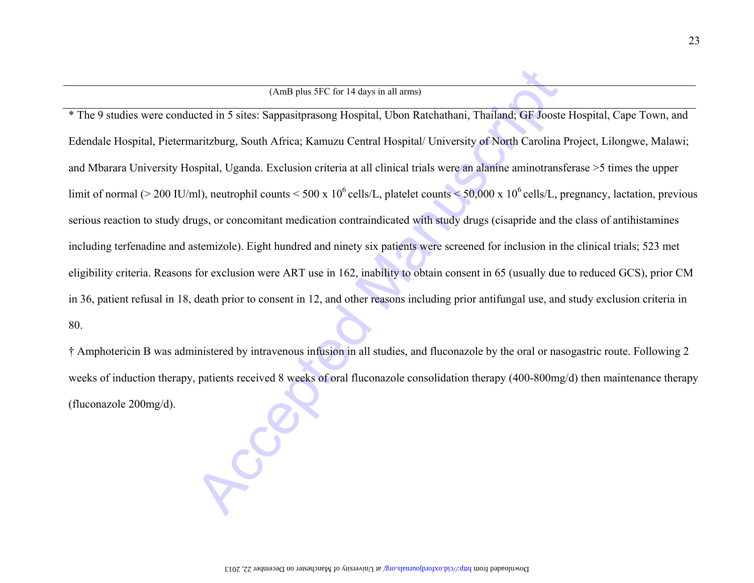(AmB plus 5FC for 14 days in all arms)

* The 9 studies were conducted in 5 sites: Sappasitprasong Hospital, Ubon Ratchathani, Thailand; GF Jooste Hospital, Cape Town, and Edendale Hospital, Pietermaritzburg, South Africa; Kamuzu Central Hospital/ University of North Carolina Project, Lilongwe, Malawi; and Mbarara University Hospital, Uganda. Exclusion criteria at all clinical trials were an alanine aminotransferase >5 times the upper limit of normal (> 200 IU/ml), neutrophil counts < 500 x $10^6$ cells/L, platelet counts < 50,000 x $10^6$ cells/L, pregnancy, lactation, previous serious reaction to study drugs, or concomitant medication contraindicated with study drugs (cisapride and the class of antihistamines including terfenadine and astemizole). Eight hundred and ninety six patients were screened for inclusion in the clinical trials; 523 met eligibility criteria. Reasons for exclusion were ART use in 162, inability to obtain consent in 65 (usually due to reduced GCS), prior CM in 36, patient refusal in 18, death prior to consent in 12, and other reasons including prior antifungal use, and study exclusion criteria in 80.

† Amphotericin B was administered by intravenous infusion in all studies, and fluconazole by the oral or nasogastric route. Following 2 weeks of induction therapy, patients received 8 weeks of oral fluconazole consolidation therapy (400-800mg/d) then maintenance therapy (fluconazole 200mg/d).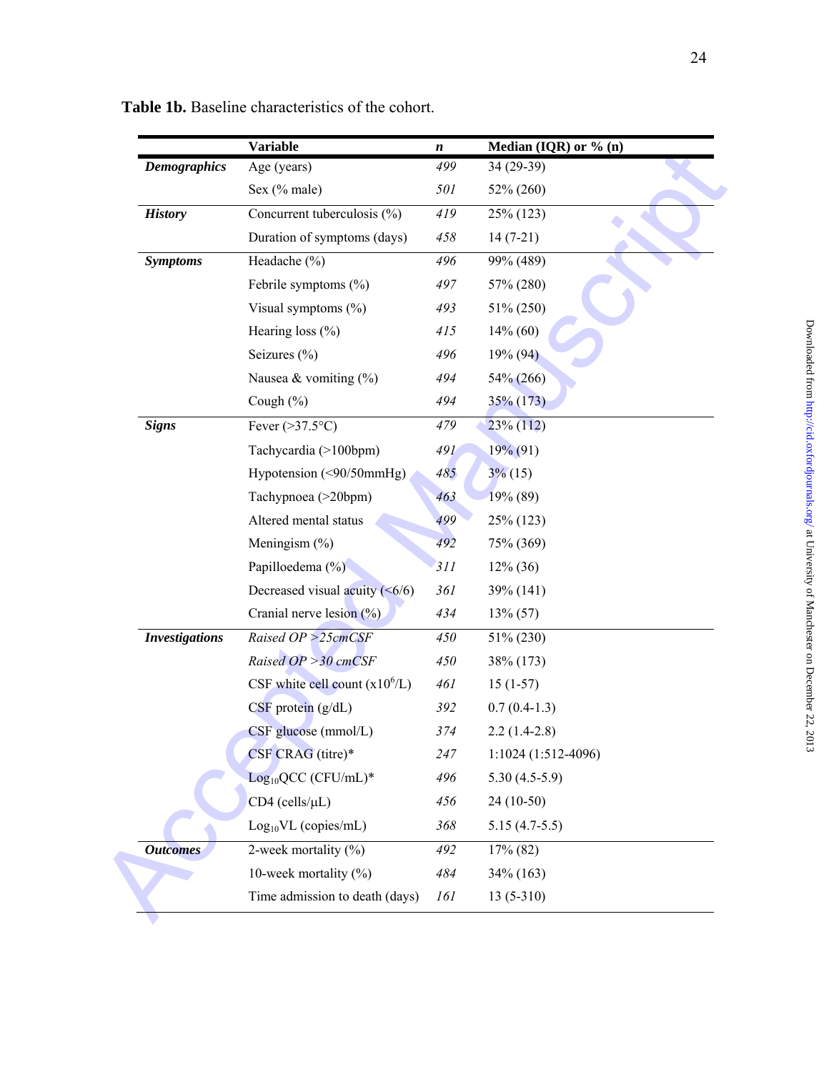**Table 1b.** Baseline characteristics of the cohort.

| | Variable | *n* | Median (IQR) or % (n) |
|---|---|---|---|
| ***Demographics*** | Age (years) | *499* | 34 (29-39) |
| | Sex (% male) | *501* | 52% (260) |
| ***History*** | Concurrent tuberculosis (%) | *419* | 25% (123) |
| | Duration of symptoms (days) | *458* | 14 (7-21) |
| ***Symptoms*** | Headache (%) | *496* | 99% (489) |
| | Febrile symptoms (%) | *497* | 57% (280) |
| | Visual symptoms (%) | *493* | 51% (250) |
| | Hearing loss (%) | *415* | 14% (60) |
| | Seizures (%) | *496* | 19% (94) |
| | Nausea & vomiting (%) | *494* | 54% (266) |
| | Cough (%) | *494* | 35% (173) |
| ***Signs*** | Fever (>37.5°C) | *479* | 23% (112) |
| | Tachycardia (>100bpm) | *491* | 19% (91) |
| | Hypotension (<90/50mmHg) | *485* | 3% (15) |
| | Tachypnoea (>20bpm) | *463* | 19% (89) |
| | Altered mental status | *499* | 25% (123) |
| | Meningism (%) | *492* | 75% (369) |
| | Papilloedema (%) | *311* | 12% (36) |
| | Decreased visual acuity (<6/6) | *361* | 39% (141) |
| | Cranial nerve lesion (%) | *434* | 13% (57) |
| ***Investigations*** | *Raised OP >25cmCSF* | *450* | 51% (230) |
| | *Raised OP >30 cmCSF* | *450* | 38% (173) |
| | CSF white cell count ($x10^6$/L) | *461* | 15 (1-57) |
| | CSF protein (g/dL) | *392* | 0.7 (0.4-1.3) |
| | CSF glucose (mmol/L) | *374* | 2.2 (1.4-2.8) |
| | CSF CRAG (titre)* | *247* | 1:1024 (1:512-4096) |
| | $Log_{10}$QCC (CFU/mL)* | *496* | 5.30 (4.5-5.9) |
| | CD4 (cells/µL) | *456* | 24 (10-50) |
| | $Log_{10}$VL (copies/mL) | *368* | 5.15 (4.7-5.5) |
| ***Outcomes*** | 2-week mortality (%) | *492* | 17% (82) |
| | 10-week mortality (%) | *484* | 34% (163) |
| | Time admission to death (days) | *161* | 13 (5-310) |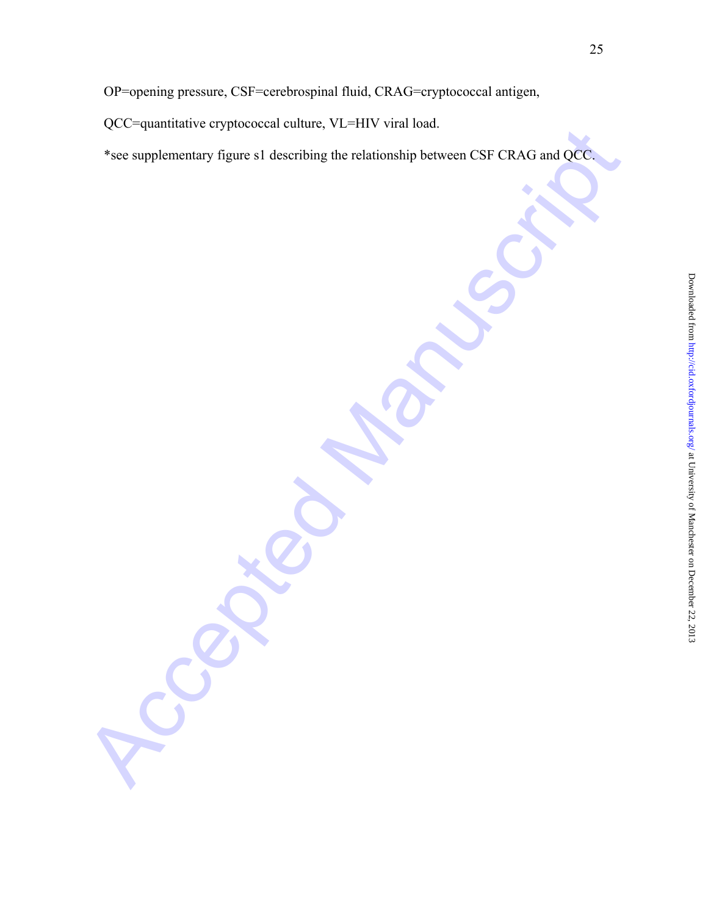OP=opening pressure, CSF=cerebrospinal fluid, CRAG=cryptococcal antigen, QCC=quantitative cryptococcal culture, VL=HIV viral load.

*see supplementary figure s1 describing the relationship between CSF CRAG and QCC.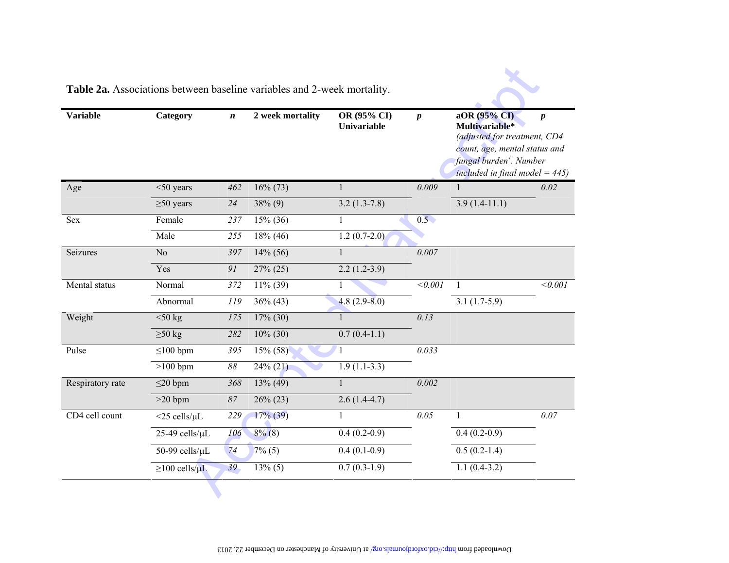**Table 2a.** Associations between baseline variables and 2-week mortality.

| Variable | Category | *n* | 2 week mortality | OR (95% CI) Univariable | *p* | aOR (95% CI) Multivariable* *(adjusted for treatment, CD4 count, age, mental status and fungal burden*[†]*. Number included in final model = 445)* | *p* |
|---|---|---|---|---|---|---|---|
| Age | <50 years | *462* | 16% (73) | 1 | *0.009* | 1 | *0.02* |
| | ≥50 years | *24* | 38% (9) | 3.2 (1.3-7.8) | | 3.9 (1.4-11.1) | |
| Sex | Female | *237* | 15% (36) | 1 | 0.5 | | |
| | Male | *255* | 18% (46) | 1.2 (0.7-2.0) | | | |
| Seizures | No | *397* | 14% (56) | 1 | *0.007* | | |
| | Yes | *91* | 27% (25) | 2.2 (1.2-3.9) | | | |
| Mental status | Normal | *372* | 11% (39) | 1 | *<0.001* | 1 | *<0.001* |
| | Abnormal | *119* | 36% (43) | 4.8 (2.9-8.0) | | 3.1 (1.7-5.9) | |
| Weight | <50 kg | *175* | 17% (30) | 1 | *0.13* | | |
| | ≥50 kg | *282* | 10% (30) | 0.7 (0.4-1.1) | | | |
| Pulse | ≤100 bpm | *395* | 15% (58) | 1 | *0.033* | | |
| | >100 bpm | *88* | 24% (21) | 1.9 (1.1-3.3) | | | |
| Respiratory rate | ≤20 bpm | *368* | 13% (49) | 1 | *0.002* | | |
| | >20 bpm | *87* | 26% (23) | 2.6 (1.4-4.7) | | | |
| CD4 cell count | <25 cells/μL | *229* | 17% (39) | 1 | *0.05* | 1 | *0.07* |
| | 25-49 cells/μL | *106* | 8% (8) | 0.4 (0.2-0.9) | | 0.4 (0.2-0.9) | |
| | 50-99 cells/μL | *74* | 7% (5) | 0.4 (0.1-0.9) | | 0.5 (0.2-1.4) | |
| | ≥100 cells/μL | *39* | 13% (5) | 0.7 (0.3-1.9) | | 1.1 (0.4-3.2) | |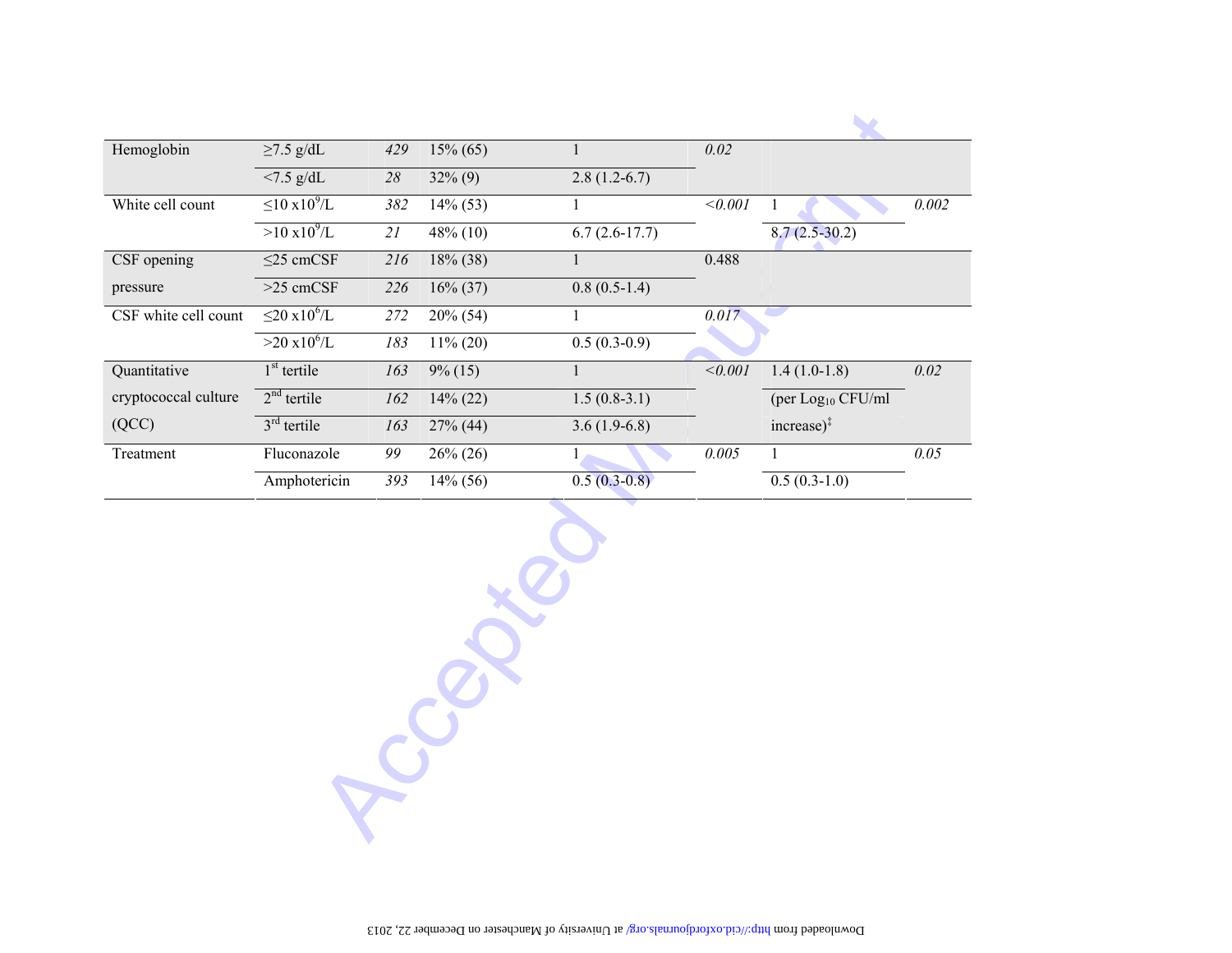| Hemoglobin | ≥7.5 g/dL | *429* | 15% (65) | 1 | *0.02* | | |
|---|---|---|---|---|---|---|---|
| | <7.5 g/dL | *28* | 32% (9) | 2.8 (1.2-6.7) | | | |
| White cell count | ≤10 x10$^9$/L | *382* | 14% (53) | 1 | *<0.001* | 1 | *0.002* |
| | >10 x10$^9$/L | *21* | 48% (10) | 6.7 (2.6-17.7) | | 8.7 (2.5-30.2) | |
| CSF opening pressure | ≤25 cmCSF | *216* | 18% (38) | 1 | 0.488 | | |
| | >25 cmCSF | *226* | 16% (37) | 0.8 (0.5-1.4) | | | |
| CSF white cell count | ≤20 x10$^6$/L | *272* | 20% (54) | 1 | *0.017* | | |
| | >20 x10$^6$/L | *183* | 11% (20) | 0.5 (0.3-0.9) | | | |
| Quantitative cryptococcal culture (QCC) | 1st tertile | *163* | 9% (15) | 1 | *<0.001* | 1.4 (1.0-1.8) (per $Log_{10}$ CFU/ml increase)‡ | *0.02* |
| | 2nd tertile | *162* | 14% (22) | 1.5 (0.8-3.1) | | | |
| | 3rd tertile | *163* | 27% (44) | 3.6 (1.9-6.8) | | | |
| Treatment | Fluconazole | *99* | 26% (26) | 1 | *0.005* | 1 | *0.05* |
| | Amphotericin | *393* | 14% (56) | 0.5 (0.3-0.8) | | 0.5 (0.3-1.0) | |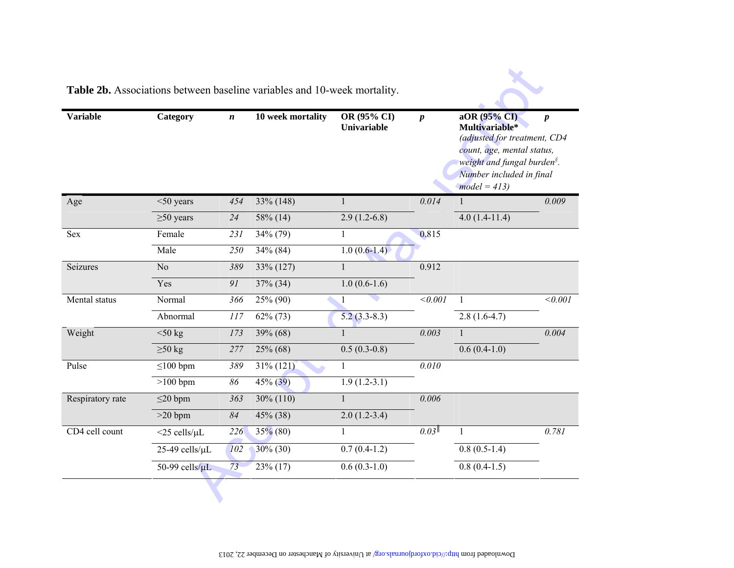**Table 2b.** Associations between baseline variables and 10-week mortality.

| Variable | Category | *n* | 10 week mortality | OR (95% CI) Univariable | *p* | aOR (95% CI) Multivariable* *(adjusted for treatment, CD4 count, age, mental status, weight and fungal burden§. Number included in final model = 413)* | *p* |
|---|---|---|---|---|---|---|---|
| Age | <50 years | *454* | 33% (148) | 1 | *0.014* | 1 | *0.009* |
| | ≥50 years | *24* | 58% (14) | 2.9 (1.2-6.8) | | 4.0 (1.4-11.4) | |
| Sex | Female | *231* | 34% (79) | 1 | 0.815 | | |
| | Male | *250* | 34% (84) | 1.0 (0.6-1.4) | | | |
| Seizures | No | *389* | 33% (127) | 1 | 0.912 | | |
| | Yes | *91* | 37% (34) | 1.0 (0.6-1.6) | | | |
| Mental status | Normal | *366* | 25% (90) | 1 | *<0.001* | 1 | *<0.001* |
| | Abnormal | *117* | 62% (73) | 5.2 (3.3-8.3) | | 2.8 (1.6-4.7) | |
| Weight | <50 kg | *173* | 39% (68) | 1 | *0.003* | 1 | *0.004* |
| | ≥50 kg | *277* | 25% (68) | 0.5 (0.3-0.8) | | 0.6 (0.4-1.0) | |
| Pulse | ≤100 bpm | *389* | 31% (121) | 1 | *0.010* | | |
| | >100 bpm | *86* | 45% (39) | 1.9 (1.2-3.1) | | | |
| Respiratory rate | ≤20 bpm | *363* | 30% (110) | 1 | *0.006* | | |
| | >20 bpm | *84* | 45% (38) | 2.0 (1.2-3.4) | | | |
| CD4 cell count | <25 cells/μL | *226* | 35% (80) | 1 | *0.03*‖ | 1 | *0.781* |
| | 25-49 cells/μL | *102* | 30% (30) | 0.7 (0.4-1.2) | | 0.8 (0.5-1.4) | |
| | 50-99 cells/μL | *73* | 23% (17) | 0.6 (0.3-1.0) | | 0.8 (0.4-1.5) | |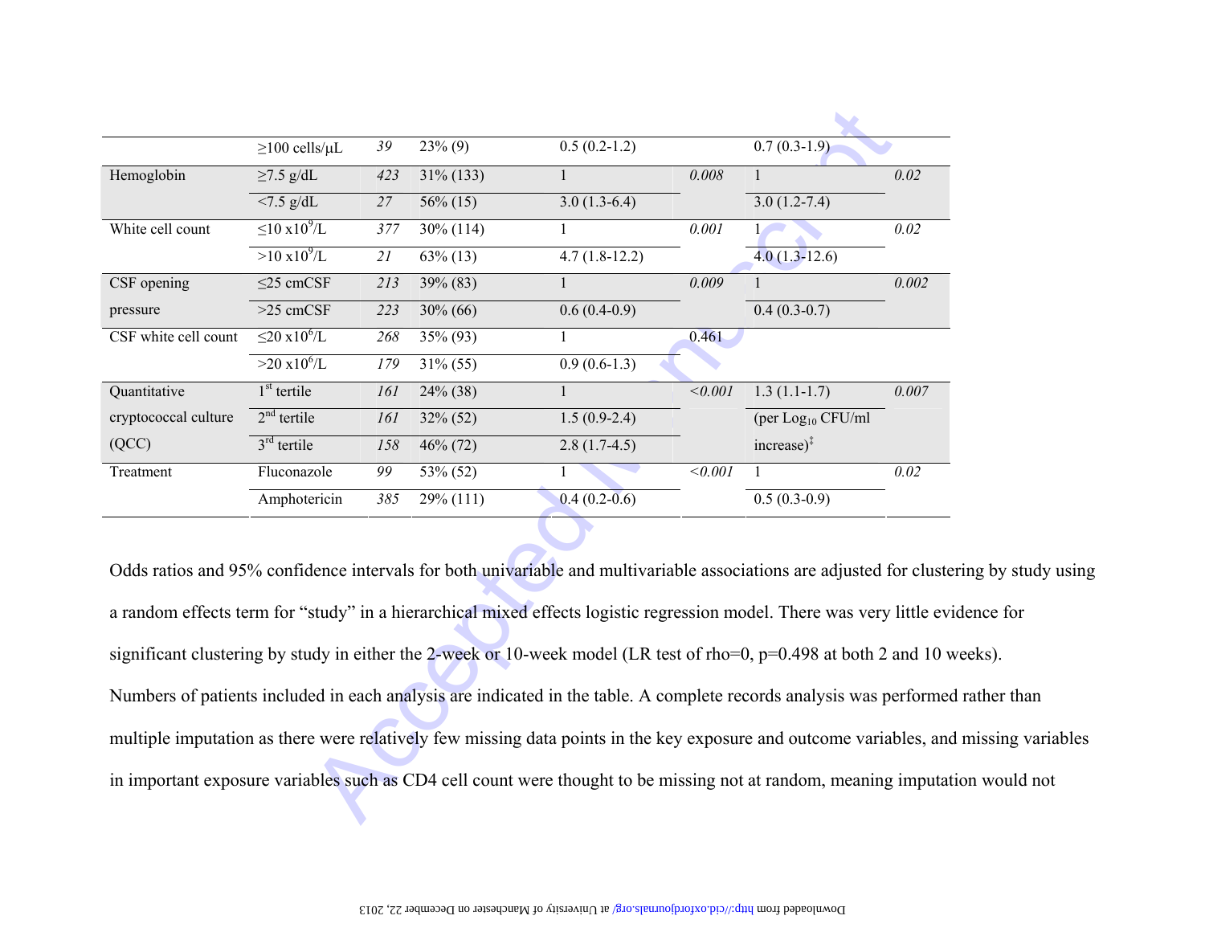| | | | | | | | |
|---|---|---|---|---|---|---|---|
| | ≥100 cells/μL | *39* | 23% (9) | 0.5 (0.2-1.2) | | 0.7 (0.3-1.9) | |
| Hemoglobin | ≥7.5 g/dL | *423* | 31% (133) | 1 | *0.008* | 1 | *0.02* |
| | <7.5 g/dL | *27* | 56% (15) | 3.0 (1.3-6.4) | | 3.0 (1.2-7.4) | |
| White cell count | ≤10 $x10^9$/L | *377* | 30% (114) | 1 | *0.001* | 1 | *0.02* |
| | >10 $x10^9$/L | *21* | 63% (13) | 4.7 (1.8-12.2) | | 4.0 (1.3-12.6) | |
| CSF opening pressure | ≤25 cmCSF | *213* | 39% (83) | 1 | *0.009* | 1 | *0.002* |
| | >25 cmCSF | *223* | 30% (66) | 0.6 (0.4-0.9) | | 0.4 (0.3-0.7) | |
| CSF white cell count | ≤20 $x10^6$/L | *268* | 35% (93) | 1 | 0.461 | | |
| | >20 $x10^6$/L | *179* | 31% (55) | 0.9 (0.6-1.3) | | | |
| Quantitative cryptococcal culture (QCC) | 1st tertile | *161* | 24% (38) | 1 | *<0.001* | 1.3 (1.1-1.7) (per $Log_{10}$ CFU/ml increase)[‡] | *0.007* |
| | 2nd tertile | *161* | 32% (52) | 1.5 (0.9-2.4) | | | |
| | 3rd tertile | *158* | 46% (72) | 2.8 (1.7-4.5) | | | |
| Treatment | Fluconazole | *99* | 53% (52) | 1 | *<0.001* | 1 | *0.02* |
| | Amphotericin | *385* | 29% (111) | 0.4 (0.2-0.6) | | 0.5 (0.3-0.9) | |

Odds ratios and 95% confidence intervals for both univariable and multivariable associations are adjusted for clustering by study using a random effects term for "study" in a hierarchical mixed effects logistic regression model. There was very little evidence for significant clustering by study in either the 2-week or 10-week model (LR test of rho=0, p=0.498 at both 2 and 10 weeks). Numbers of patients included in each analysis are indicated in the table. A complete records analysis was performed rather than multiple imputation as there were relatively few missing data points in the key exposure and outcome variables, and missing variables in important exposure variables such as CD4 cell count were thought to be missing not at random, meaning imputation would not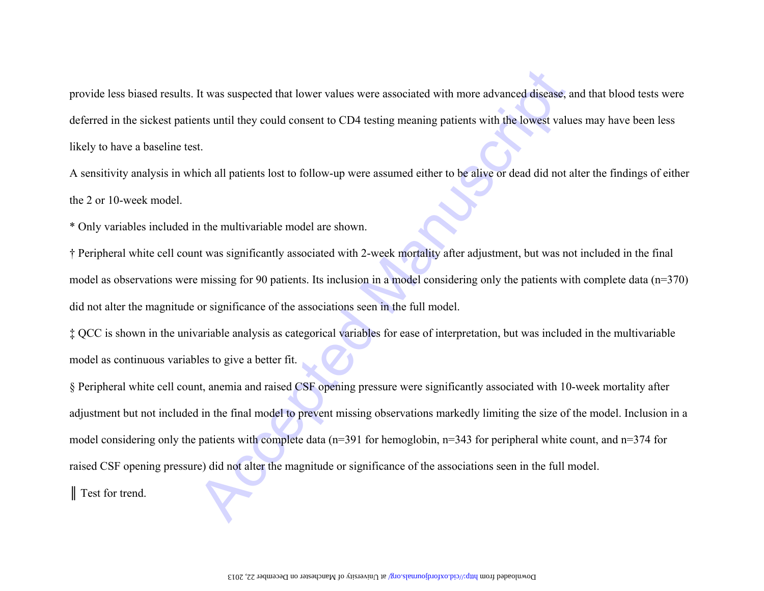provide less biased results. It was suspected that lower values were associated with more advanced disease, and that blood tests were deferred in the sickest patients until they could consent to CD4 testing meaning patients with the lowest values may have been less likely to have a baseline test.

A sensitivity analysis in which all patients lost to follow-up were assumed either to be alive or dead did not alter the findings of either the 2 or 10-week model.

* Only variables included in the multivariable model are shown.

† Peripheral white cell count was significantly associated with 2-week mortality after adjustment, but was not included in the final model as observations were missing for 90 patients. Its inclusion in a model considering only the patients with complete data (n=370) did not alter the magnitude or significance of the associations seen in the full model.

‡ QCC is shown in the univariable analysis as categorical variables for ease of interpretation, but was included in the multivariable model as continuous variables to give a better fit.

§ Peripheral white cell count, anemia and raised CSF opening pressure were significantly associated with 10-week mortality after adjustment but not included in the final model to prevent missing observations markedly limiting the size of the model. Inclusion in a model considering only the patients with complete data (n=391 for hemoglobin, n=343 for peripheral white count, and n=374 for raised CSF opening pressure) did not alter the magnitude or significance of the associations seen in the full model.

‖ Test for trend.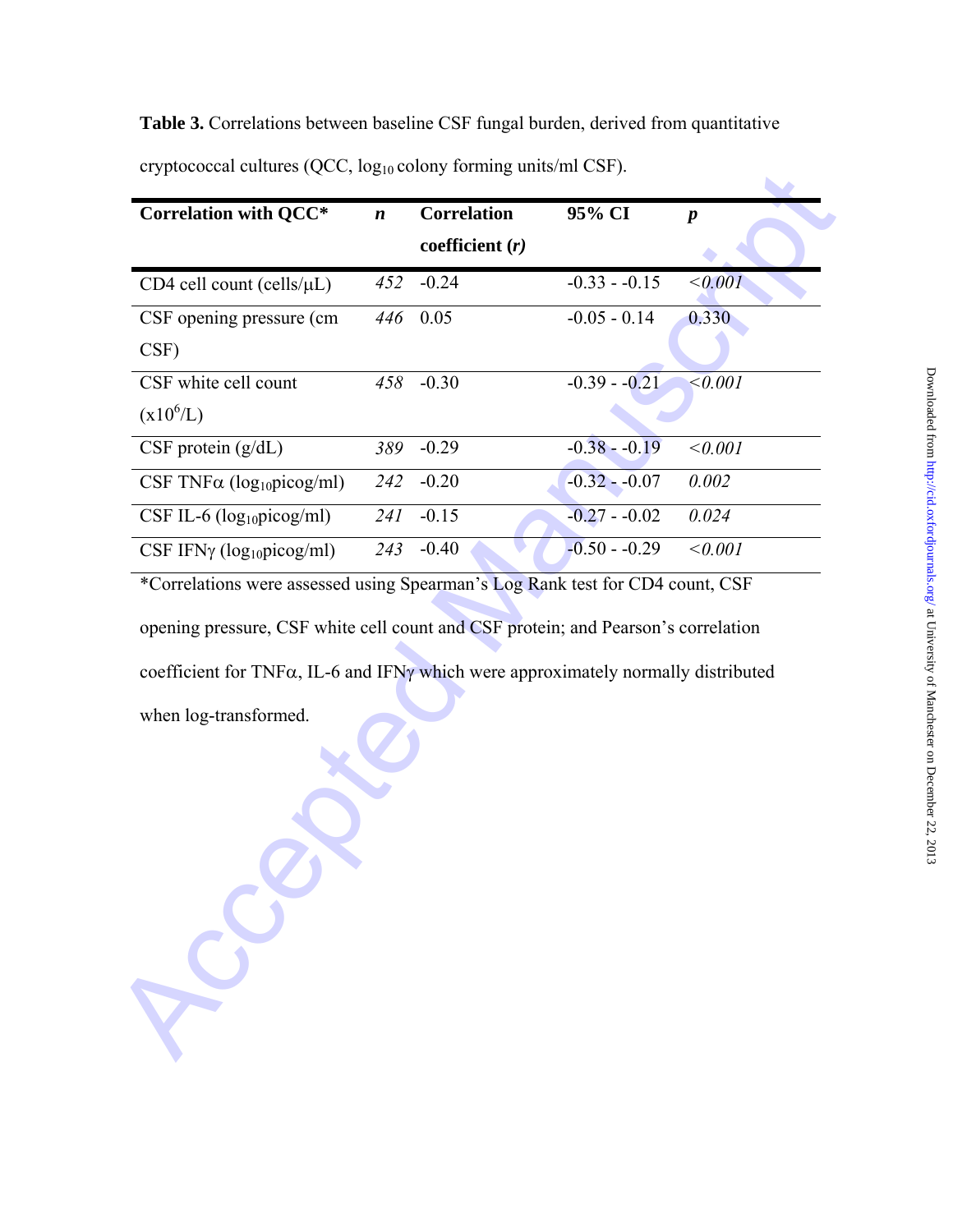**Table 3.** Correlations between baseline CSF fungal burden, derived from quantitative cryptococcal cultures (QCC, $log_{10}$ colony forming units/ml CSF).

| Correlation with QCC* | *n* | Correlation coefficient (*r*) | 95% CI | *p* |
|---|---|---|---|---|
| CD4 cell count (cells/μL) | *452* | -0.24 | -0.33 - -0.15 | *<0.001* |
| CSF opening pressure (cm CSF) | *446* | 0.05 | -0.05 - 0.14 | 0.330 |
| CSF white cell count ($x10^6$/L) | *458* | -0.30 | -0.39 - -0.21 | *<0.001* |
| CSF protein (g/dL) | *389* | -0.29 | -0.38 - -0.19 | *<0.001* |
| CSF TNFα ($log_{10}$picog/ml) | *242* | -0.20 | -0.32 - -0.07 | *0.002* |
| CSF IL-6 ($log_{10}$picog/ml) | *241* | -0.15 | -0.27 - -0.02 | *0.024* |
| CSF IFNγ ($log_{10}$picog/ml) | *243* | -0.40 | -0.50 - -0.29 | *<0.001* |

*Correlations were assessed using Spearman's Log Rank test for CD4 count, CSF opening pressure, CSF white cell count and CSF protein; and Pearson's correlation coefficient for TNFα, IL-6 and IFNγ which were approximately normally distributed when log-transformed.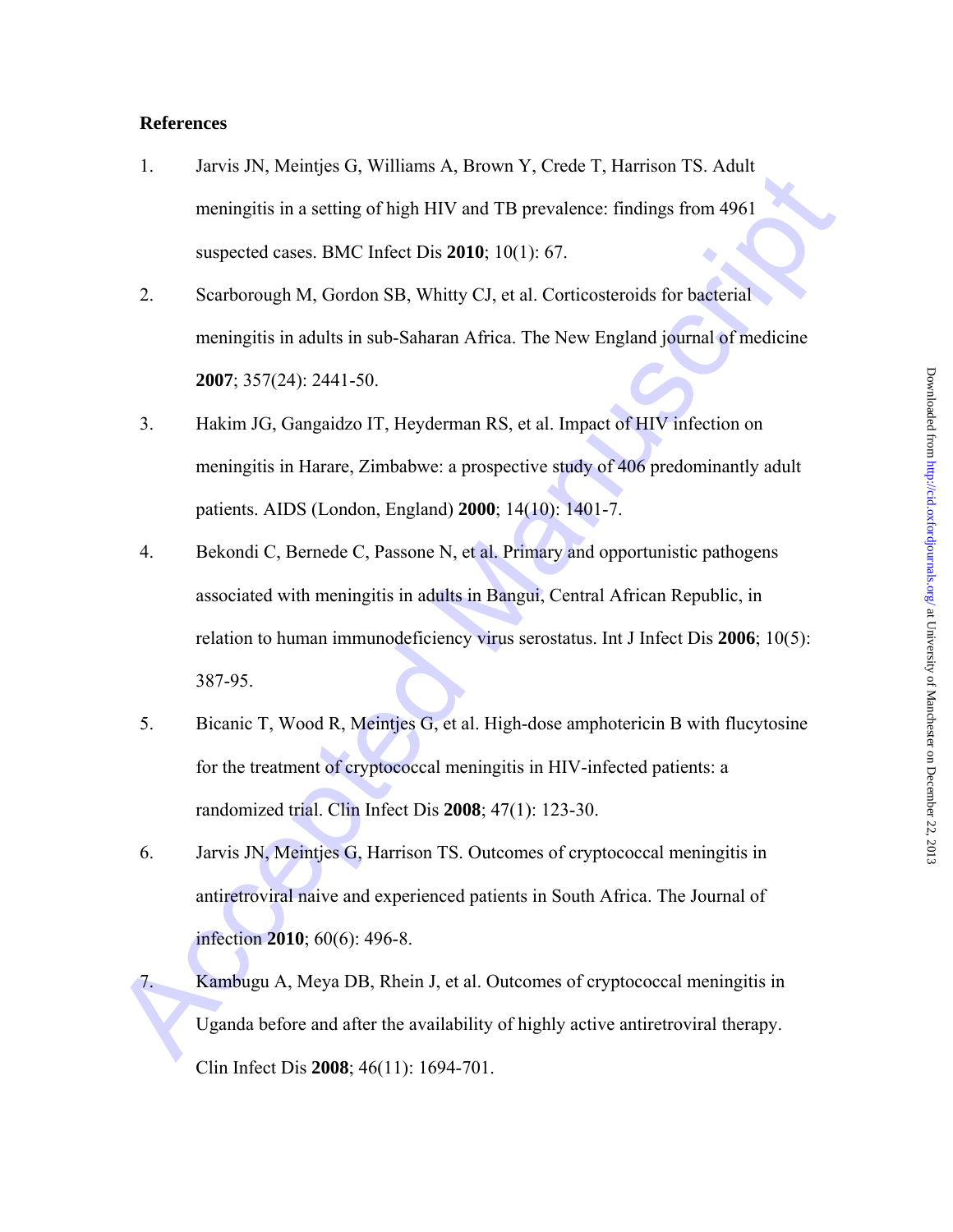**References**

1. Jarvis JN, Meintjes G, Williams A, Brown Y, Crede T, Harrison TS. Adult meningitis in a setting of high HIV and TB prevalence: findings from 4961 suspected cases. BMC Infect Dis **2010**; 10(1): 67.
2. Scarborough M, Gordon SB, Whitty CJ, et al. Corticosteroids for bacterial meningitis in adults in sub-Saharan Africa. The New England journal of medicine **2007**; 357(24): 2441-50.
3. Hakim JG, Gangaidzo IT, Heyderman RS, et al. Impact of HIV infection on meningitis in Harare, Zimbabwe: a prospective study of 406 predominantly adult patients. AIDS (London, England) **2000**; 14(10): 1401-7.
4. Bekondi C, Bernede C, Passone N, et al. Primary and opportunistic pathogens associated with meningitis in adults in Bangui, Central African Republic, in relation to human immunodeficiency virus serostatus. Int J Infect Dis **2006**; 10(5): 387-95.
5. Bicanic T, Wood R, Meintjes G, et al. High-dose amphotericin B with flucytosine for the treatment of cryptococcal meningitis in HIV-infected patients: a randomized trial. Clin Infect Dis **2008**; 47(1): 123-30.
6. Jarvis JN, Meintjes G, Harrison TS. Outcomes of cryptococcal meningitis in antiretroviral naive and experienced patients in South Africa. The Journal of infection **2010**; 60(6): 496-8.
7. Kambugu A, Meya DB, Rhein J, et al. Outcomes of cryptococcal meningitis in Uganda before and after the availability of highly active antiretroviral therapy. Clin Infect Dis **2008**; 46(11): 1694-701.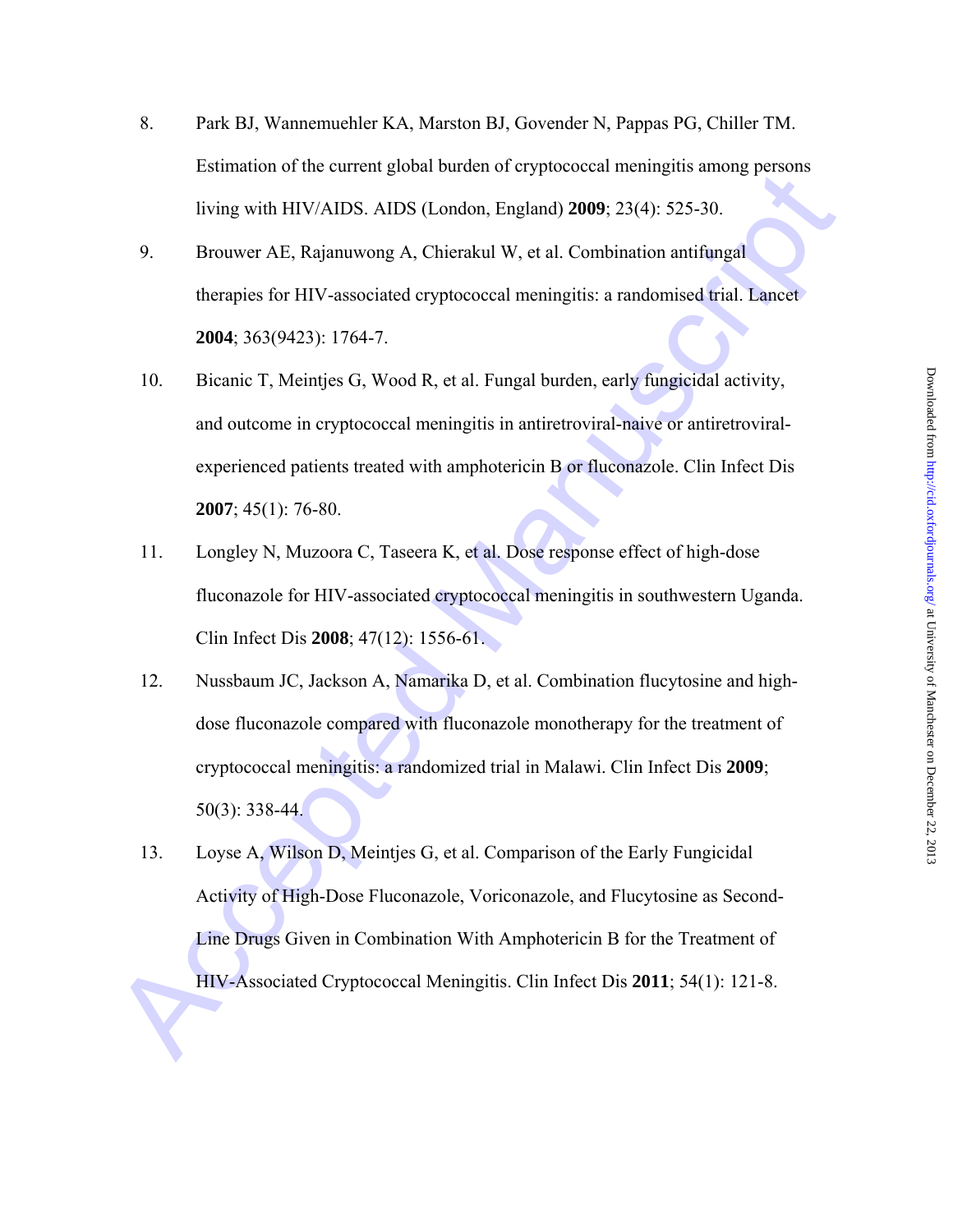8. Park BJ, Wannemuehler KA, Marston BJ, Govender N, Pappas PG, Chiller TM. Estimation of the current global burden of cryptococcal meningitis among persons living with HIV/AIDS. AIDS (London, England) **2009**; 23(4): 525-30.

9. Brouwer AE, Rajanuwong A, Chierakul W, et al. Combination antifungal therapies for HIV-associated cryptococcal meningitis: a randomised trial. Lancet **2004**; 363(9423): 1764-7.

10. Bicanic T, Meintjes G, Wood R, et al. Fungal burden, early fungicidal activity, and outcome in cryptococcal meningitis in antiretroviral-naive or antiretroviral-experienced patients treated with amphotericin B or fluconazole. Clin Infect Dis **2007**; 45(1): 76-80.

11. Longley N, Muzoora C, Taseera K, et al. Dose response effect of high-dose fluconazole for HIV-associated cryptococcal meningitis in southwestern Uganda. Clin Infect Dis **2008**; 47(12): 1556-61.

12. Nussbaum JC, Jackson A, Namarika D, et al. Combination flucytosine and high-dose fluconazole compared with fluconazole monotherapy for the treatment of cryptococcal meningitis: a randomized trial in Malawi. Clin Infect Dis **2009**; 50(3): 338-44.

13. Loyse A, Wilson D, Meintjes G, et al. Comparison of the Early Fungicidal Activity of High-Dose Fluconazole, Voriconazole, and Flucytosine as Second-Line Drugs Given in Combination With Amphotericin B for the Treatment of HIV-Associated Cryptococcal Meningitis. Clin Infect Dis **2011**; 54(1): 121-8.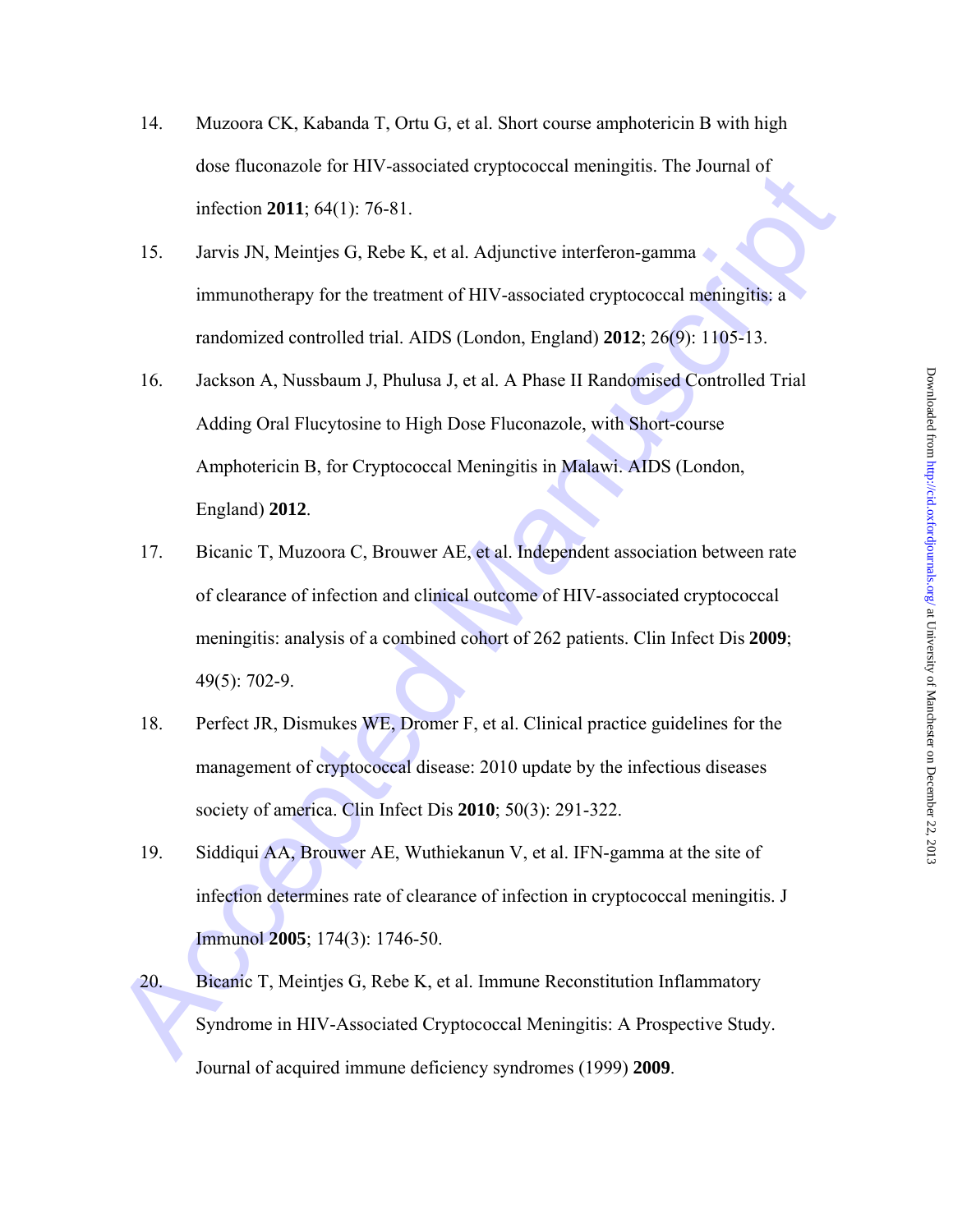14. Muzoora CK, Kabanda T, Ortu G, et al. Short course amphotericin B with high dose fluconazole for HIV-associated cryptococcal meningitis. The Journal of infection **2011**; 64(1): 76-81.

15. Jarvis JN, Meintjes G, Rebe K, et al. Adjunctive interferon-gamma immunotherapy for the treatment of HIV-associated cryptococcal meningitis: a randomized controlled trial. AIDS (London, England) **2012**; 26(9): 1105-13.

16. Jackson A, Nussbaum J, Phulusa J, et al. A Phase II Randomised Controlled Trial Adding Oral Flucytosine to High Dose Fluconazole, with Short-course Amphotericin B, for Cryptococcal Meningitis in Malawi. AIDS (London, England) **2012**.

17. Bicanic T, Muzoora C, Brouwer AE, et al. Independent association between rate of clearance of infection and clinical outcome of HIV-associated cryptococcal meningitis: analysis of a combined cohort of 262 patients. Clin Infect Dis **2009**; 49(5): 702-9.

18. Perfect JR, Dismukes WE, Dromer F, et al. Clinical practice guidelines for the management of cryptococcal disease: 2010 update by the infectious diseases society of america. Clin Infect Dis **2010**; 50(3): 291-322.

19. Siddiqui AA, Brouwer AE, Wuthiekanun V, et al. IFN-gamma at the site of infection determines rate of clearance of infection in cryptococcal meningitis. J Immunol **2005**; 174(3): 1746-50.

20. Bicanic T, Meintjes G, Rebe K, et al. Immune Reconstitution Inflammatory Syndrome in HIV-Associated Cryptococcal Meningitis: A Prospective Study. Journal of acquired immune deficiency syndromes (1999) **2009**.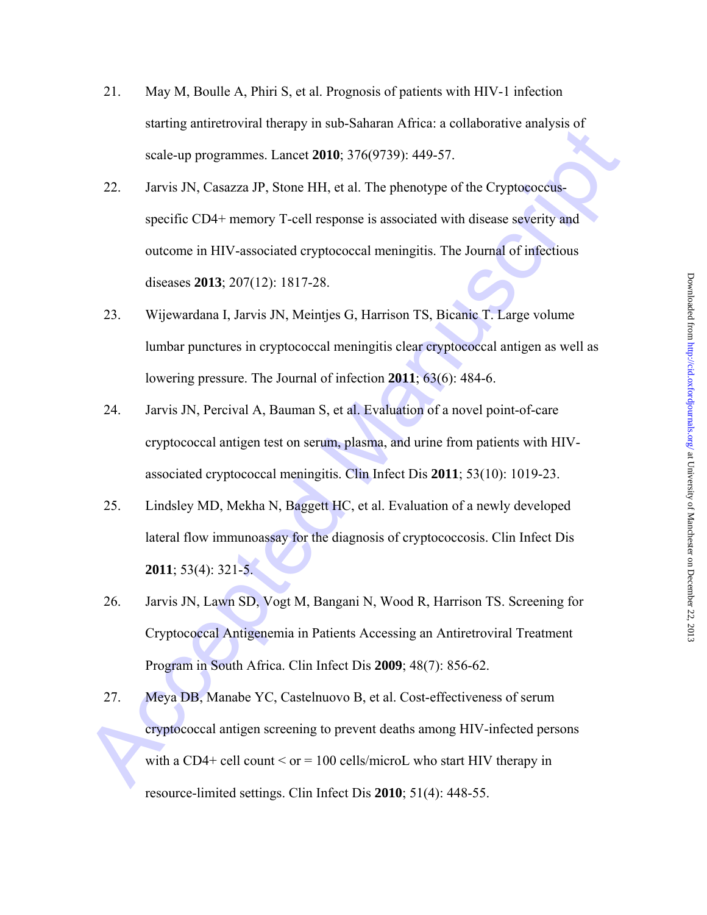21. May M, Boulle A, Phiri S, et al. Prognosis of patients with HIV-1 infection starting antiretroviral therapy in sub-Saharan Africa: a collaborative analysis of scale-up programmes. Lancet **2010**; 376(9739): 449-57.

22. Jarvis JN, Casazza JP, Stone HH, et al. The phenotype of the Cryptococcus-specific CD4+ memory T-cell response is associated with disease severity and outcome in HIV-associated cryptococcal meningitis. The Journal of infectious diseases **2013**; 207(12): 1817-28.

23. Wijewardana I, Jarvis JN, Meintjes G, Harrison TS, Bicanic T. Large volume lumbar punctures in cryptococcal meningitis clear cryptococcal antigen as well as lowering pressure. The Journal of infection **2011**; 63(6): 484-6.

24. Jarvis JN, Percival A, Bauman S, et al. Evaluation of a novel point-of-care cryptococcal antigen test on serum, plasma, and urine from patients with HIV-associated cryptococcal meningitis. Clin Infect Dis **2011**; 53(10): 1019-23.

25. Lindsley MD, Mekha N, Baggett HC, et al. Evaluation of a newly developed lateral flow immunoassay for the diagnosis of cryptococcosis. Clin Infect Dis **2011**; 53(4): 321-5.

26. Jarvis JN, Lawn SD, Vogt M, Bangani N, Wood R, Harrison TS. Screening for Cryptococcal Antigenemia in Patients Accessing an Antiretroviral Treatment Program in South Africa. Clin Infect Dis **2009**; 48(7): 856-62.

27. Meya DB, Manabe YC, Castelnuovo B, et al. Cost-effectiveness of serum cryptococcal antigen screening to prevent deaths among HIV-infected persons with a CD4+ cell count < or = 100 cells/microL who start HIV therapy in resource-limited settings. Clin Infect Dis **2010**; 51(4): 448-55.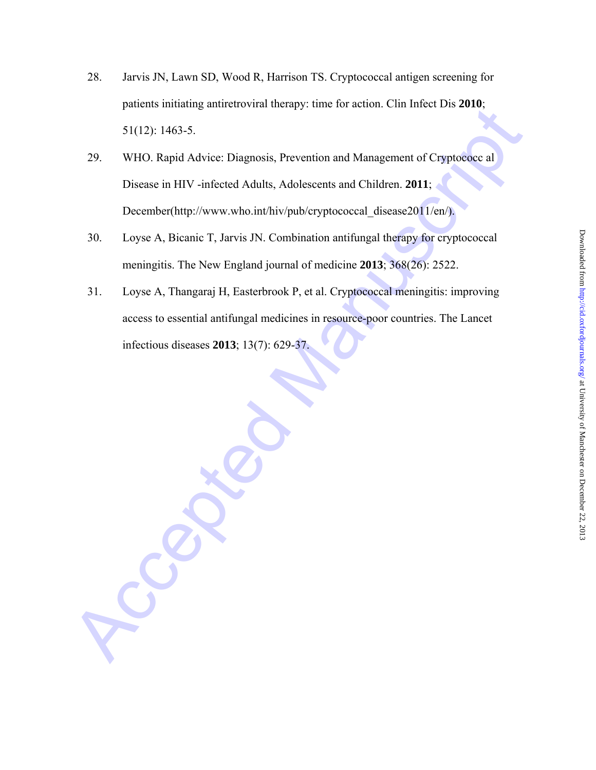28. Jarvis JN, Lawn SD, Wood R, Harrison TS. Cryptococcal antigen screening for patients initiating antiretroviral therapy: time for action. Clin Infect Dis **2010**; 51(12): 1463-5.

29. WHO. Rapid Advice: Diagnosis, Prevention and Management of Cryptococc al Disease in HIV -infected Adults, Adolescents and Children. **2011**; December(http://www.who.int/hiv/pub/cryptococcal_disease2011/en/).

30. Loyse A, Bicanic T, Jarvis JN. Combination antifungal therapy for cryptococcal meningitis. The New England journal of medicine **2013**; 368(26): 2522.

31. Loyse A, Thangaraj H, Easterbrook P, et al. Cryptococcal meningitis: improving access to essential antifungal medicines in resource-poor countries. The Lancet infectious diseases **2013**; 13(7): 629-37.